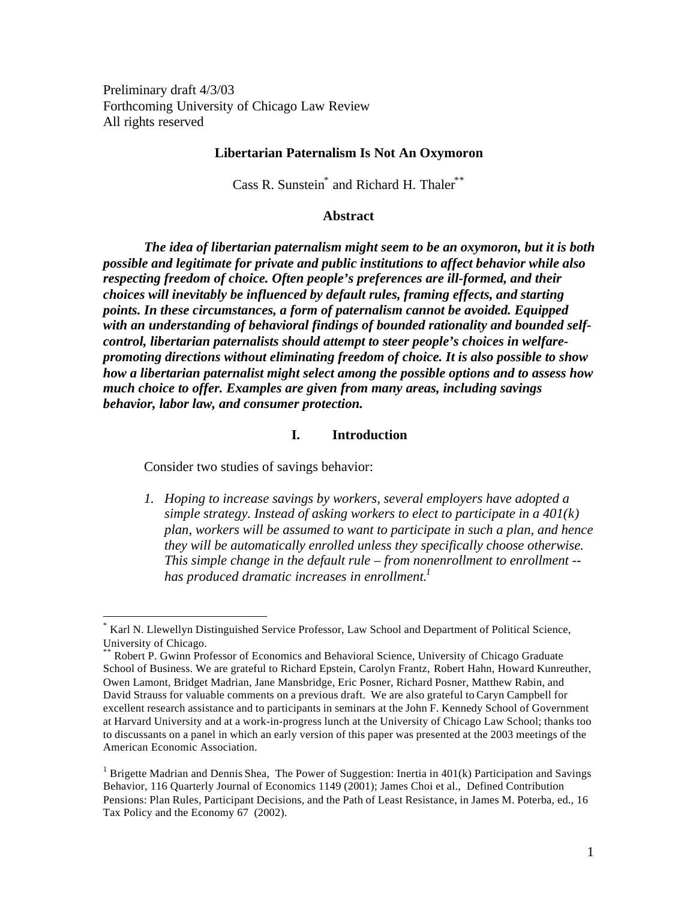Preliminary draft 4/3/03
Forthcoming University of Chicago Law Review
All rights reserved

# Libertarian Paternalism Is Not An Oxymoron

Cass R. Sunstein[*] and Richard H. Thaler[**]

## Abstract

***The idea of libertarian paternalism might seem to be an oxymoron, but it is both possible and legitimate for private and public institutions to affect behavior while also respecting freedom of choice. Often people's preferences are ill-formed, and their choices will inevitably be influenced by default rules, framing effects, and starting points. In these circumstances, a form of paternalism cannot be avoided. Equipped with an understanding of behavioral findings of bounded rationality and bounded self-control, libertarian paternalists should attempt to steer people's choices in welfare-promoting directions without eliminating freedom of choice. It is also possible to show how a libertarian paternalist might select among the possible options and to assess how much choice to offer. Examples are given from many areas, including savings behavior, labor law, and consumer protection.***

## I. Introduction

Consider two studies of savings behavior:

1. *Hoping to increase savings by workers, several employers have adopted a simple strategy. Instead of asking workers to elect to participate in a 401(k) plan, workers will be assumed to want to participate in such a plan, and hence they will be automatically enrolled unless they specifically choose otherwise. This simple change in the default rule – from nonenrollment to enrollment -- has produced dramatic increases in enrollment.*[1]

---

[*] Karl N. Llewellyn Distinguished Service Professor, Law School and Department of Political Science, University of Chicago.

[**] Robert P. Gwinn Professor of Economics and Behavioral Science, University of Chicago Graduate School of Business. We are grateful to Richard Epstein, Carolyn Frantz, Robert Hahn, Howard Kunreuther, Owen Lamont, Bridget Madrian, Jane Mansbridge, Eric Posner, Richard Posner, Matthew Rabin, and David Strauss for valuable comments on a previous draft. We are also grateful to Caryn Campbell for excellent research assistance and to participants in seminars at the John F. Kennedy School of Government at Harvard University and at a work-in-progress lunch at the University of Chicago Law School; thanks too to discussants on a panel in which an early version of this paper was presented at the 2003 meetings of the American Economic Association.

[1] Brigette Madrian and Dennis Shea, The Power of Suggestion: Inertia in 401(k) Participation and Savings Behavior, 116 Quarterly Journal of Economics 1149 (2001); James Choi et al., Defined Contribution Pensions: Plan Rules, Participant Decisions, and the Path of Least Resistance, in James M. Poterba, ed., 16 Tax Policy and the Economy 67 (2002).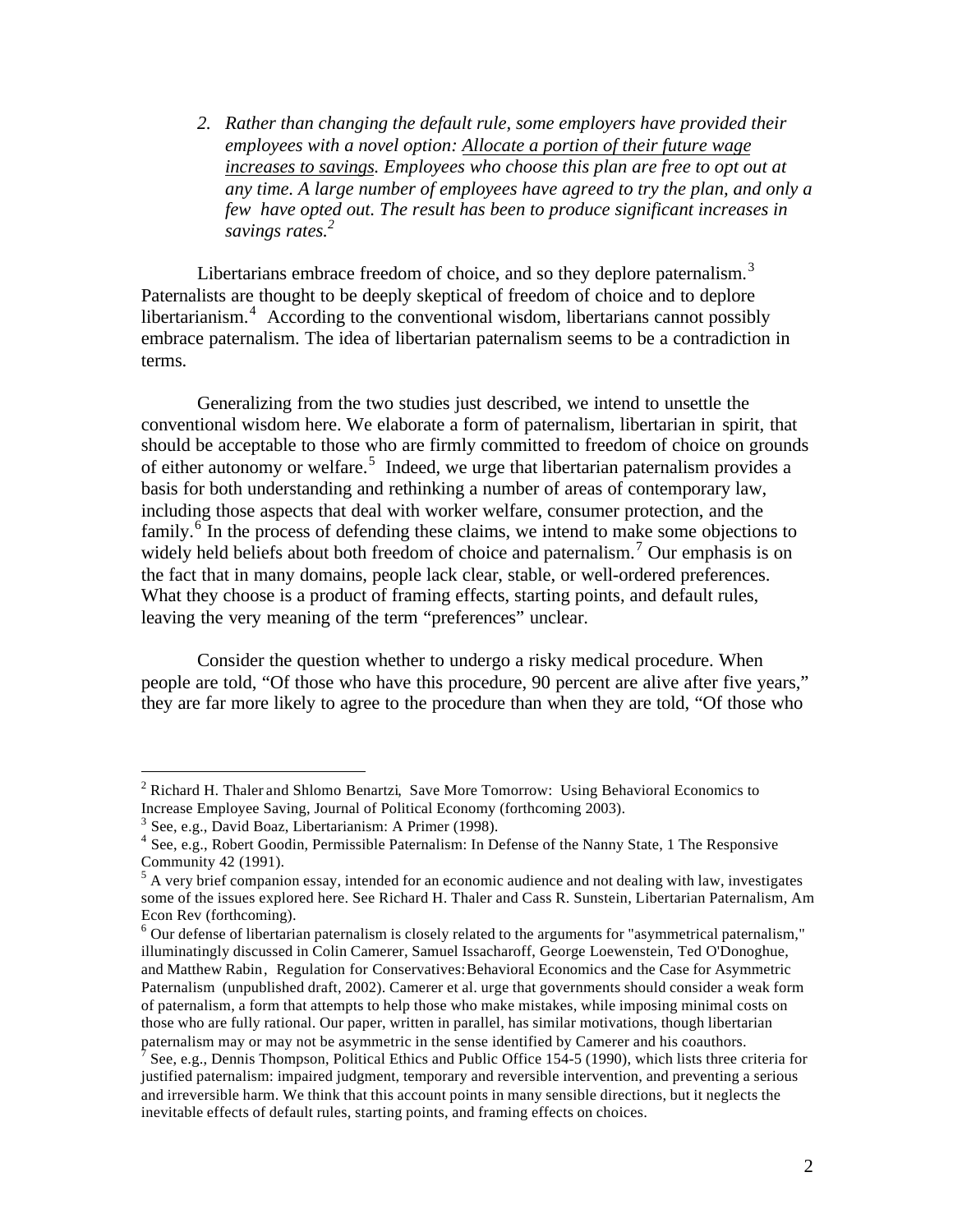2. *Rather than changing the default rule, some employers have provided their employees with a novel option: Allocate a portion of their future wage increases to savings. Employees who choose this plan are free to opt out at any time. A large number of employees have agreed to try the plan, and only a few have opted out. The result has been to produce significant increases in savings rates.*[2]

Libertarians embrace freedom of choice, and so they deplore paternalism.[3] Paternalists are thought to be deeply skeptical of freedom of choice and to deplore libertarianism.[4] According to the conventional wisdom, libertarians cannot possibly embrace paternalism. The idea of libertarian paternalism seems to be a contradiction in terms.

Generalizing from the two studies just described, we intend to unsettle the conventional wisdom here. We elaborate a form of paternalism, libertarian in spirit, that should be acceptable to those who are firmly committed to freedom of choice on grounds of either autonomy or welfare.[5] Indeed, we urge that libertarian paternalism provides a basis for both understanding and rethinking a number of areas of contemporary law, including those aspects that deal with worker welfare, consumer protection, and the family.[6] In the process of defending these claims, we intend to make some objections to widely held beliefs about both freedom of choice and paternalism.[7] Our emphasis is on the fact that in many domains, people lack clear, stable, or well-ordered preferences. What they choose is a product of framing effects, starting points, and default rules, leaving the very meaning of the term "preferences" unclear.

Consider the question whether to undergo a risky medical procedure. When people are told, "Of those who have this procedure, 90 percent are alive after five years," they are far more likely to agree to the procedure than when they are told, "Of those who

---

[2] Richard H. Thaler and Shlomo Benartzi, Save More Tomorrow: Using Behavioral Economics to Increase Employee Saving, Journal of Political Economy (forthcoming 2003).

[3] See, e.g., David Boaz, Libertarianism: A Primer (1998).

[4] See, e.g., Robert Goodin, Permissible Paternalism: In Defense of the Nanny State, 1 The Responsive Community 42 (1991).

[5] A very brief companion essay, intended for an economic audience and not dealing with law, investigates some of the issues explored here. See Richard H. Thaler and Cass R. Sunstein, Libertarian Paternalism, Am Econ Rev (forthcoming).

[6] Our defense of libertarian paternalism is closely related to the arguments for "asymmetrical paternalism," illuminatingly discussed in Colin Camerer, Samuel Issacharoff, George Loewenstein, Ted O'Donoghue, and Matthew Rabin, Regulation for Conservatives: Behavioral Economics and the Case for Asymmetric Paternalism (unpublished draft, 2002). Camerer et al. urge that governments should consider a weak form of paternalism, a form that attempts to help those who make mistakes, while imposing minimal costs on those who are fully rational. Our paper, written in parallel, has similar motivations, though libertarian paternalism may or may not be asymmetric in the sense identified by Camerer and his coauthors.

[7] See, e.g., Dennis Thompson, Political Ethics and Public Office 154-5 (1990), which lists three criteria for justified paternalism: impaired judgment, temporary and reversible intervention, and preventing a serious and irreversible harm. We think that this account points in many sensible directions, but it neglects the inevitable effects of default rules, starting points, and framing effects on choices.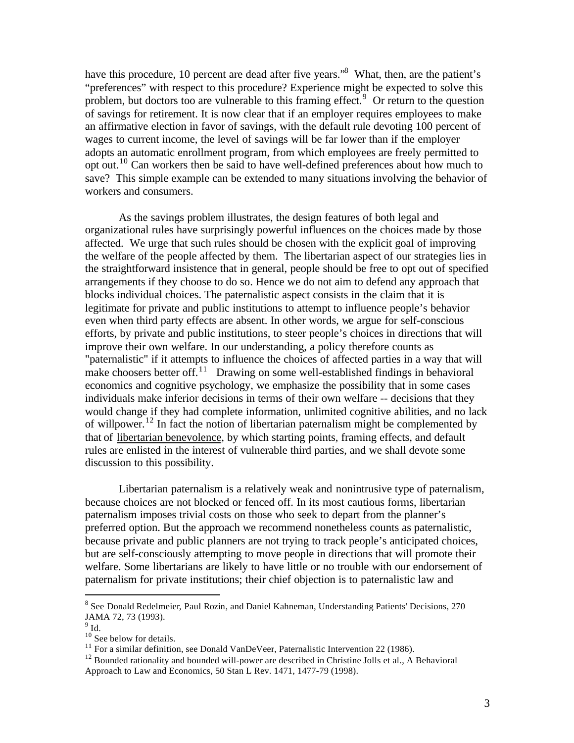have this procedure, 10 percent are dead after five years."[8] What, then, are the patient's "preferences" with respect to this procedure? Experience might be expected to solve this problem, but doctors too are vulnerable to this framing effect.[9] Or return to the question of savings for retirement. It is now clear that if an employer requires employees to make an affirmative election in favor of savings, with the default rule devoting 100 percent of wages to current income, the level of savings will be far lower than if the employer adopts an automatic enrollment program, from which employees are freely permitted to opt out.[10] Can workers then be said to have well-defined preferences about how much to save? This simple example can be extended to many situations involving the behavior of workers and consumers.

As the savings problem illustrates, the design features of both legal and organizational rules have surprisingly powerful influences on the choices made by those affected. We urge that such rules should be chosen with the explicit goal of improving the welfare of the people affected by them. The libertarian aspect of our strategies lies in the straightforward insistence that in general, people should be free to opt out of specified arrangements if they choose to do so. Hence we do not aim to defend any approach that blocks individual choices. The paternalistic aspect consists in the claim that it is legitimate for private and public institutions to attempt to influence people's behavior even when third party effects are absent. In other words, we argue for self-conscious efforts, by private and public institutions, to steer people's choices in directions that will improve their own welfare. In our understanding, a policy therefore counts as "paternalistic" if it attempts to influence the choices of affected parties in a way that will make choosers better off.[11] Drawing on some well-established findings in behavioral economics and cognitive psychology, we emphasize the possibility that in some cases individuals make inferior decisions in terms of their own welfare -- decisions that they would change if they had complete information, unlimited cognitive abilities, and no lack of willpower.[12] In fact the notion of libertarian paternalism might be complemented by that of libertarian benevolence, by which starting points, framing effects, and default rules are enlisted in the interest of vulnerable third parties, and we shall devote some discussion to this possibility.

Libertarian paternalism is a relatively weak and nonintrusive type of paternalism, because choices are not blocked or fenced off. In its most cautious forms, libertarian paternalism imposes trivial costs on those who seek to depart from the planner's preferred option. But the approach we recommend nonetheless counts as paternalistic, because private and public planners are not trying to track people's anticipated choices, but are self-consciously attempting to move people in directions that will promote their welfare. Some libertarians are likely to have little or no trouble with our endorsement of paternalism for private institutions; their chief objection is to paternalistic law and

---

[8] See Donald Redelmeier, Paul Rozin, and Daniel Kahneman, Understanding Patients' Decisions, 270 JAMA 72, 73 (1993).

[9] Id.

[10] See below for details.

[11] For a similar definition, see Donald VanDeVeer, Paternalistic Intervention 22 (1986).

[12] Bounded rationality and bounded will-power are described in Christine Jolls et al., A Behavioral Approach to Law and Economics, 50 Stan L Rev. 1471, 1477-79 (1998).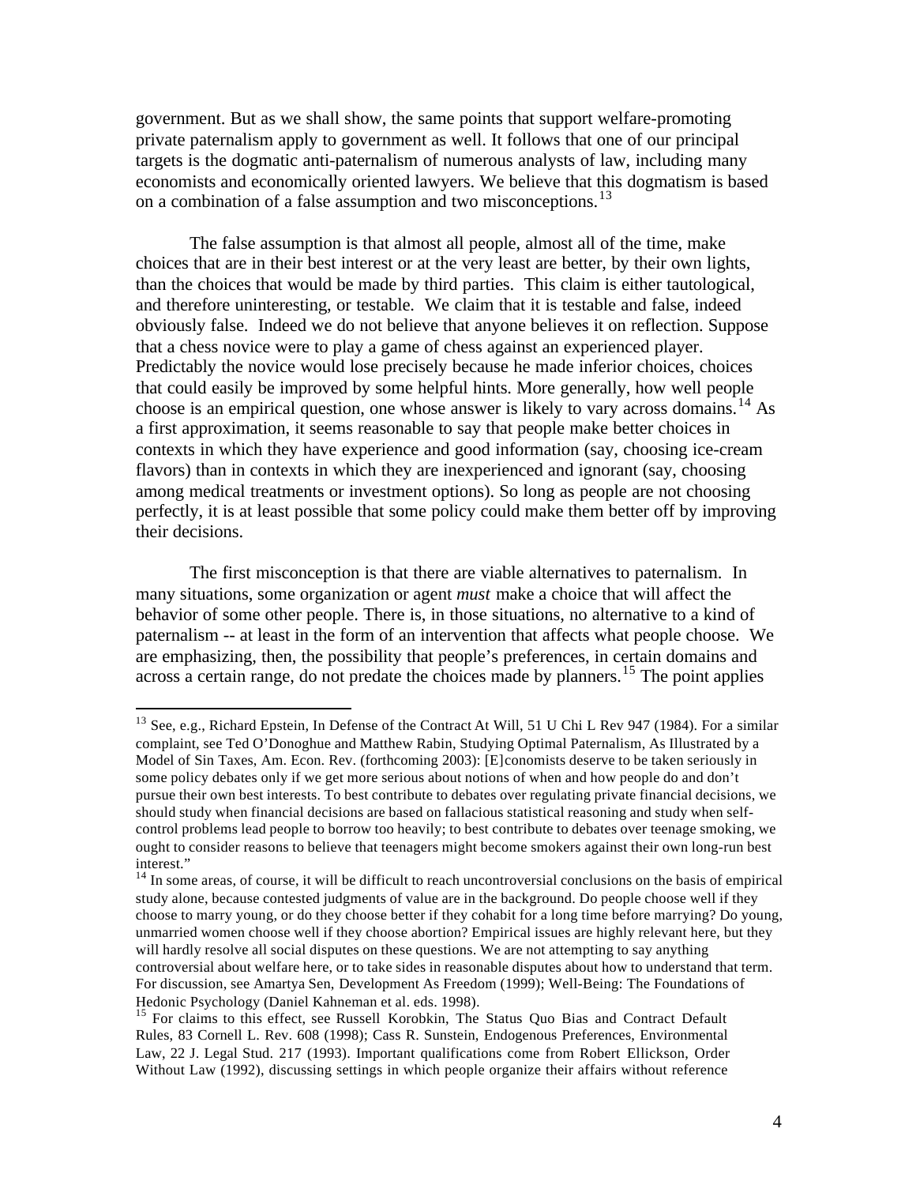government. But as we shall show, the same points that support welfare-promoting private paternalism apply to government as well. It follows that one of our principal targets is the dogmatic anti-paternalism of numerous analysts of law, including many economists and economically oriented lawyers. We believe that this dogmatism is based on a combination of a false assumption and two misconceptions.[13]

The false assumption is that almost all people, almost all of the time, make choices that are in their best interest or at the very least are better, by their own lights, than the choices that would be made by third parties. This claim is either tautological, and therefore uninteresting, or testable. We claim that it is testable and false, indeed obviously false. Indeed we do not believe that anyone believes it on reflection. Suppose that a chess novice were to play a game of chess against an experienced player. Predictably the novice would lose precisely because he made inferior choices, choices that could easily be improved by some helpful hints. More generally, how well people choose is an empirical question, one whose answer is likely to vary across domains.[14] As a first approximation, it seems reasonable to say that people make better choices in contexts in which they have experience and good information (say, choosing ice-cream flavors) than in contexts in which they are inexperienced and ignorant (say, choosing among medical treatments or investment options). So long as people are not choosing perfectly, it is at least possible that some policy could make them better off by improving their decisions.

The first misconception is that there are viable alternatives to paternalism. In many situations, some organization or agent *must* make a choice that will affect the behavior of some other people. There is, in those situations, no alternative to a kind of paternalism -- at least in the form of an intervention that affects what people choose. We are emphasizing, then, the possibility that people's preferences, in certain domains and across a certain range, do not predate the choices made by planners.[15] The point applies

---

[13] See, e.g., Richard Epstein, In Defense of the Contract At Will, 51 U Chi L Rev 947 (1984). For a similar complaint, see Ted O'Donoghue and Matthew Rabin, Studying Optimal Paternalism, As Illustrated by a Model of Sin Taxes, Am. Econ. Rev. (forthcoming 2003): [E]conomists deserve to be taken seriously in some policy debates only if we get more serious about notions of when and how people do and don't pursue their own best interests. To best contribute to debates over regulating private financial decisions, we should study when financial decisions are based on fallacious statistical reasoning and study when self-control problems lead people to borrow too heavily; to best contribute to debates over teenage smoking, we ought to consider reasons to believe that teenagers might become smokers against their own long-run best interest."

[14] In some areas, of course, it will be difficult to reach uncontroversial conclusions on the basis of empirical study alone, because contested judgments of value are in the background. Do people choose well if they choose to marry young, or do they choose better if they cohabit for a long time before marrying? Do young, unmarried women choose well if they choose abortion? Empirical issues are highly relevant here, but they will hardly resolve all social disputes on these questions. We are not attempting to say anything controversial about welfare here, or to take sides in reasonable disputes about how to understand that term. For discussion, see Amartya Sen, Development As Freedom (1999); Well-Being: The Foundations of Hedonic Psychology (Daniel Kahneman et al. eds. 1998).

[15] For claims to this effect, see Russell Korobkin, The Status Quo Bias and Contract Default Rules, 83 Cornell L. Rev. 608 (1998); Cass R. Sunstein, Endogenous Preferences, Environmental Law, 22 J. Legal Stud. 217 (1993). Important qualifications come from Robert Ellickson, Order Without Law (1992), discussing settings in which people organize their affairs without reference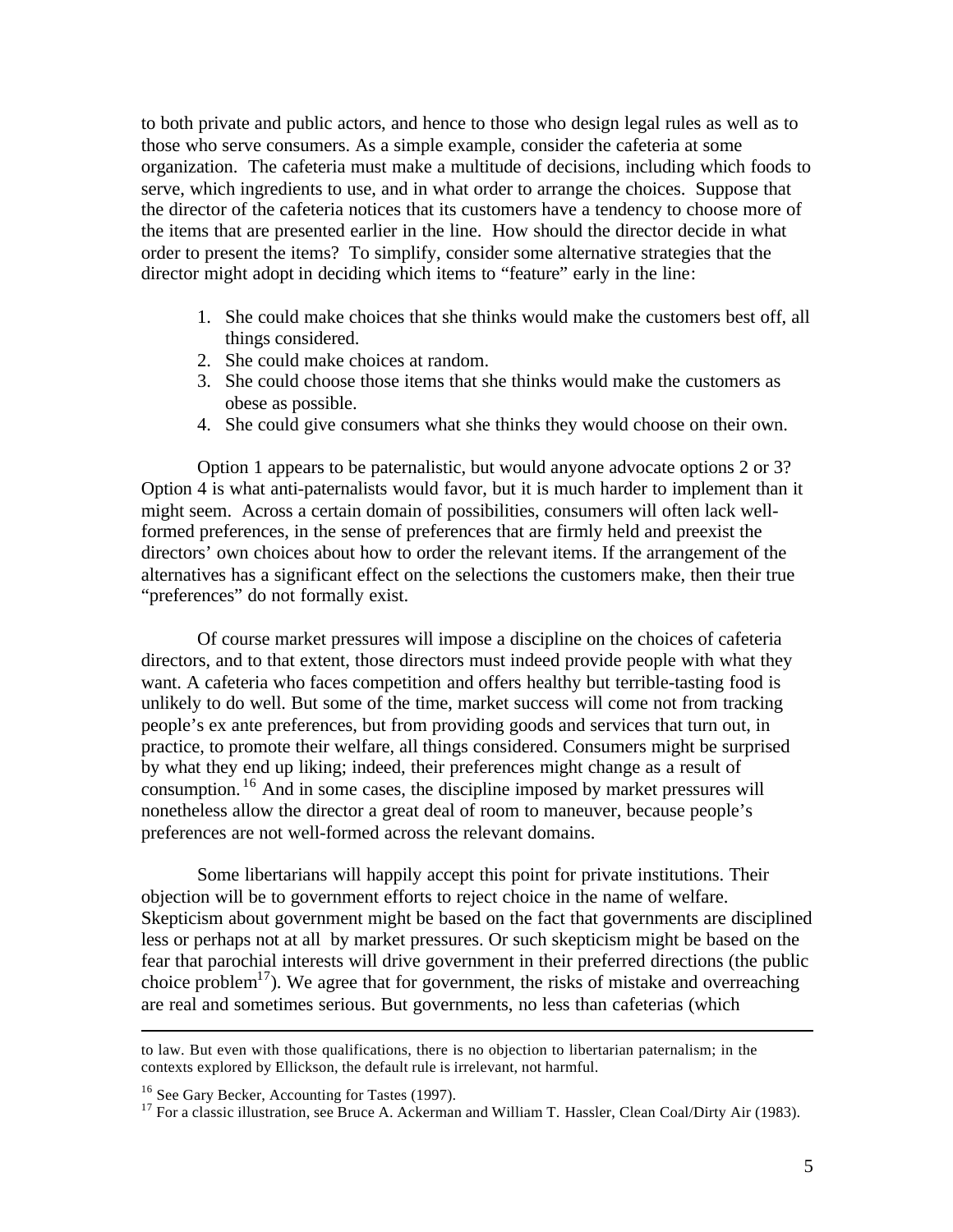to both private and public actors, and hence to those who design legal rules as well as to those who serve consumers. As a simple example, consider the cafeteria at some organization. The cafeteria must make a multitude of decisions, including which foods to serve, which ingredients to use, and in what order to arrange the choices. Suppose that the director of the cafeteria notices that its customers have a tendency to choose more of the items that are presented earlier in the line. How should the director decide in what order to present the items? To simplify, consider some alternative strategies that the director might adopt in deciding which items to "feature" early in the line:

1. She could make choices that she thinks would make the customers best off, all things considered.
2. She could make choices at random.
3. She could choose those items that she thinks would make the customers as obese as possible.
4. She could give consumers what she thinks they would choose on their own.

Option 1 appears to be paternalistic, but would anyone advocate options 2 or 3? Option 4 is what anti-paternalists would favor, but it is much harder to implement than it might seem. Across a certain domain of possibilities, consumers will often lack well-formed preferences, in the sense of preferences that are firmly held and preexist the directors' own choices about how to order the relevant items. If the arrangement of the alternatives has a significant effect on the selections the customers make, then their true "preferences" do not formally exist.

Of course market pressures will impose a discipline on the choices of cafeteria directors, and to that extent, those directors must indeed provide people with what they want. A cafeteria who faces competition and offers healthy but terrible-tasting food is unlikely to do well. But some of the time, market success will come not from tracking people's ex ante preferences, but from providing goods and services that turn out, in practice, to promote their welfare, all things considered. Consumers might be surprised by what they end up liking; indeed, their preferences might change as a result of consumption.[16] And in some cases, the discipline imposed by market pressures will nonetheless allow the director a great deal of room to maneuver, because people's preferences are not well-formed across the relevant domains.

Some libertarians will happily accept this point for private institutions. Their objection will be to government efforts to reject choice in the name of welfare. Skepticism about government might be based on the fact that governments are disciplined less or perhaps not at all by market pressures. Or such skepticism might be based on the fear that parochial interests will drive government in their preferred directions (the public choice problem[17]). We agree that for government, the risks of mistake and overreaching are real and sometimes serious. But governments, no less than cafeterias (which

---

to law. But even with those qualifications, there is no objection to libertarian paternalism; in the contexts explored by Ellickson, the default rule is irrelevant, not harmful.

[16] See Gary Becker, Accounting for Tastes (1997).

[17] For a classic illustration, see Bruce A. Ackerman and William T. Hassler, Clean Coal/Dirty Air (1983).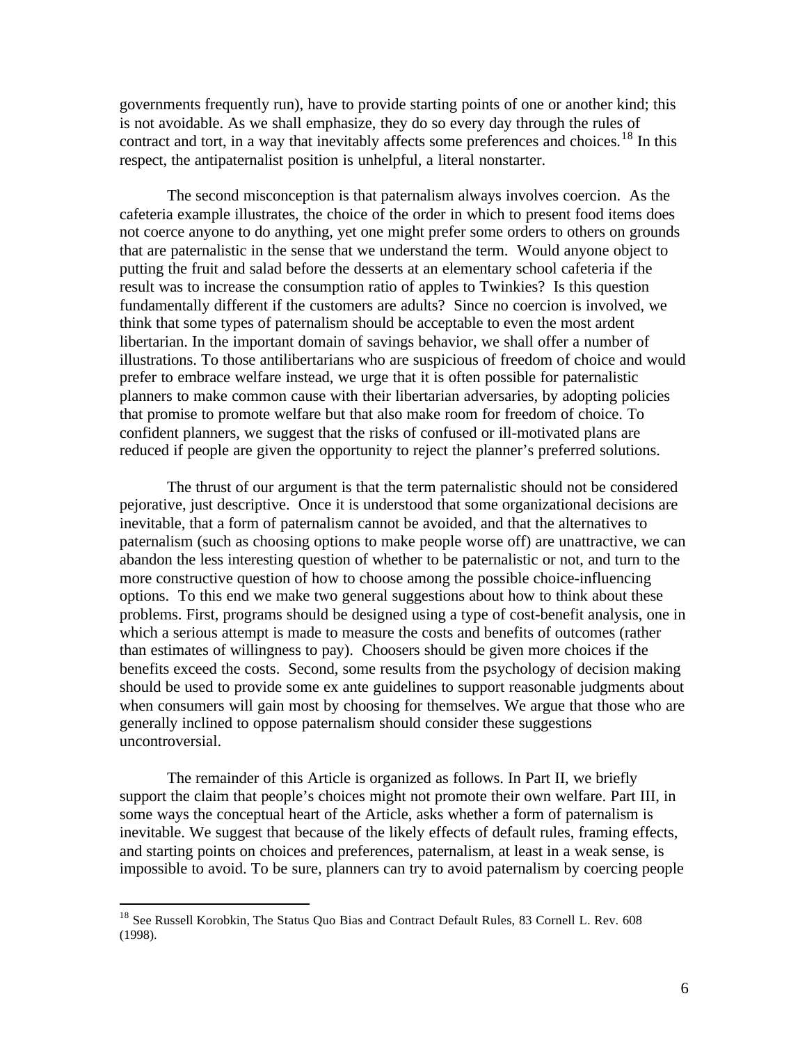governments frequently run), have to provide starting points of one or another kind; this is not avoidable. As we shall emphasize, they do so every day through the rules of contract and tort, in a way that inevitably affects some preferences and choices.[18] In this respect, the antipaternalist position is unhelpful, a literal nonstarter.

The second misconception is that paternalism always involves coercion. As the cafeteria example illustrates, the choice of the order in which to present food items does not coerce anyone to do anything, yet one might prefer some orders to others on grounds that are paternalistic in the sense that we understand the term. Would anyone object to putting the fruit and salad before the desserts at an elementary school cafeteria if the result was to increase the consumption ratio of apples to Twinkies? Is this question fundamentally different if the customers are adults? Since no coercion is involved, we think that some types of paternalism should be acceptable to even the most ardent libertarian. In the important domain of savings behavior, we shall offer a number of illustrations. To those antilibertarians who are suspicious of freedom of choice and would prefer to embrace welfare instead, we urge that it is often possible for paternalistic planners to make common cause with their libertarian adversaries, by adopting policies that promise to promote welfare but that also make room for freedom of choice. To confident planners, we suggest that the risks of confused or ill-motivated plans are reduced if people are given the opportunity to reject the planner's preferred solutions.

The thrust of our argument is that the term paternalistic should not be considered pejorative, just descriptive. Once it is understood that some organizational decisions are inevitable, that a form of paternalism cannot be avoided, and that the alternatives to paternalism (such as choosing options to make people worse off) are unattractive, we can abandon the less interesting question of whether to be paternalistic or not, and turn to the more constructive question of how to choose among the possible choice-influencing options. To this end we make two general suggestions about how to think about these problems. First, programs should be designed using a type of cost-benefit analysis, one in which a serious attempt is made to measure the costs and benefits of outcomes (rather than estimates of willingness to pay). Choosers should be given more choices if the benefits exceed the costs. Second, some results from the psychology of decision making should be used to provide some ex ante guidelines to support reasonable judgments about when consumers will gain most by choosing for themselves. We argue that those who are generally inclined to oppose paternalism should consider these suggestions uncontroversial.

The remainder of this Article is organized as follows. In Part II, we briefly support the claim that people's choices might not promote their own welfare. Part III, in some ways the conceptual heart of the Article, asks whether a form of paternalism is inevitable. We suggest that because of the likely effects of default rules, framing effects, and starting points on choices and preferences, paternalism, at least in a weak sense, is impossible to avoid. To be sure, planners can try to avoid paternalism by coercing people

[18] See Russell Korobkin, The Status Quo Bias and Contract Default Rules, 83 Cornell L. Rev. 608 (1998).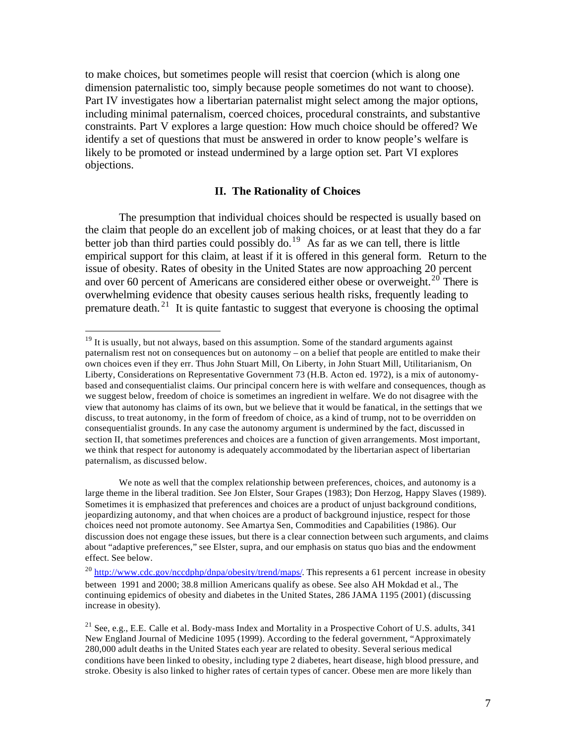to make choices, but sometimes people will resist that coercion (which is along one dimension paternalistic too, simply because people sometimes do not want to choose). Part IV investigates how a libertarian paternalist might select among the major options, including minimal paternalism, coerced choices, procedural constraints, and substantive constraints. Part V explores a large question: How much choice should be offered? We identify a set of questions that must be answered in order to know people's welfare is likely to be promoted or instead undermined by a large option set. Part VI explores objections.

## II. The Rationality of Choices

The presumption that individual choices should be respected is usually based on the claim that people do an excellent job of making choices, or at least that they do a far better job than third parties could possibly do.[19] As far as we can tell, there is little empirical support for this claim, at least if it is offered in this general form. Return to the issue of obesity. Rates of obesity in the United States are now approaching 20 percent and over 60 percent of Americans are considered either obese or overweight.[20] There is overwhelming evidence that obesity causes serious health risks, frequently leading to premature death.[21] It is quite fantastic to suggest that everyone is choosing the optimal

---

[19] It is usually, but not always, based on this assumption. Some of the standard arguments against paternalism rest not on consequences but on autonomy – on a belief that people are entitled to make their own choices even if they err. Thus John Stuart Mill, On Liberty, in John Stuart Mill, Utilitarianism, On Liberty, Considerations on Representative Government 73 (H.B. Acton ed. 1972), is a mix of autonomy-based and consequentialist claims. Our principal concern here is with welfare and consequences, though as we suggest below, freedom of choice is sometimes an ingredient in welfare. We do not disagree with the view that autonomy has claims of its own, but we believe that it would be fanatical, in the settings that we discuss, to treat autonomy, in the form of freedom of choice, as a kind of trump, not to be overridden on consequentialist grounds. In any case the autonomy argument is undermined by the fact, discussed in section II, that sometimes preferences and choices are a function of given arrangements. Most important, we think that respect for autonomy is adequately accommodated by the libertarian aspect of libertarian paternalism, as discussed below.

We note as well that the complex relationship between preferences, choices, and autonomy is a large theme in the liberal tradition. See Jon Elster, Sour Grapes (1983); Don Herzog, Happy Slaves (1989). Sometimes it is emphasized that preferences and choices are a product of unjust background conditions, jeopardizing autonomy, and that when choices are a product of background injustice, respect for those choices need not promote autonomy. See Amartya Sen, Commodities and Capabilities (1986). Our discussion does not engage these issues, but there is a clear connection between such arguments, and claims about "adaptive preferences," see Elster, supra, and our emphasis on status quo bias and the endowment effect. See below.

[20] http://www.cdc.gov/nccdphp/dnpa/obesity/trend/maps/. This represents a 61 percent increase in obesity between 1991 and 2000; 38.8 million Americans qualify as obese. See also AH Mokdad et al., The continuing epidemics of obesity and diabetes in the United States, 286 JAMA 1195 (2001) (discussing increase in obesity).

[21] See, e.g., E.E. Calle et al. Body-mass Index and Mortality in a Prospective Cohort of U.S. adults, 341 New England Journal of Medicine 1095 (1999). According to the federal government, "Approximately 280,000 adult deaths in the United States each year are related to obesity. Several serious medical conditions have been linked to obesity, including type 2 diabetes, heart disease, high blood pressure, and stroke. Obesity is also linked to higher rates of certain types of cancer. Obese men are more likely than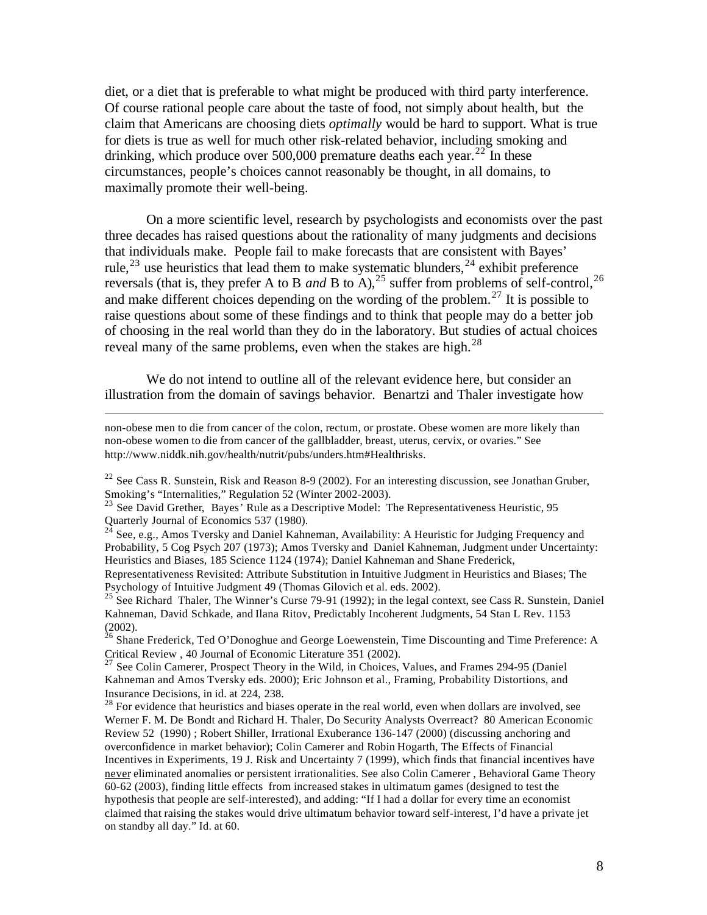diet, or a diet that is preferable to what might be produced with third party interference. Of course rational people care about the taste of food, not simply about health, but the claim that Americans are choosing diets *optimally* would be hard to support. What is true for diets is true as well for much other risk-related behavior, including smoking and drinking, which produce over 500,000 premature deaths each year.[22] In these circumstances, people's choices cannot reasonably be thought, in all domains, to maximally promote their well-being.

On a more scientific level, research by psychologists and economists over the past three decades has raised questions about the rationality of many judgments and decisions that individuals make. People fail to make forecasts that are consistent with Bayes' rule,[23] use heuristics that lead them to make systematic blunders,[24] exhibit preference reversals (that is, they prefer A to B *and* B to A),[25] suffer from problems of self-control,[26] and make different choices depending on the wording of the problem.[27] It is possible to raise questions about some of these findings and to think that people may do a better job of choosing in the real world than they do in the laboratory. But studies of actual choices reveal many of the same problems, even when the stakes are high.[28]

We do not intend to outline all of the relevant evidence here, but consider an illustration from the domain of savings behavior. Benartzi and Thaler investigate how

---

non-obese men to die from cancer of the colon, rectum, or prostate. Obese women are more likely than non-obese women to die from cancer of the gallbladder, breast, uterus, cervix, or ovaries." See http://www.niddk.nih.gov/health/nutrit/pubs/unders.htm#Healthrisks.

[22] See Cass R. Sunstein, Risk and Reason 8-9 (2002). For an interesting discussion, see Jonathan Gruber, Smoking's "Internalities," Regulation 52 (Winter 2002-2003).

[23] See David Grether, Bayes' Rule as a Descriptive Model: The Representativeness Heuristic, 95 Quarterly Journal of Economics 537 (1980).

[24] See, e.g., Amos Tversky and Daniel Kahneman, Availability: A Heuristic for Judging Frequency and Probability, 5 Cog Psych 207 (1973); Amos Tversky and Daniel Kahneman, Judgment under Uncertainty: Heuristics and Biases, 185 Science 1124 (1974); Daniel Kahneman and Shane Frederick, Representativeness Revisited: Attribute Substitution in Intuitive Judgment in Heuristics and Biases; The Psychology of Intuitive Judgment 49 (Thomas Gilovich et al. eds. 2002).

[25] See Richard Thaler, The Winner's Curse 79-91 (1992); in the legal context, see Cass R. Sunstein, Daniel Kahneman, David Schkade, and Ilana Ritov, Predictably Incoherent Judgments, 54 Stan L Rev. 1153 (2002).

[26] Shane Frederick, Ted O'Donoghue and George Loewenstein, Time Discounting and Time Preference: A Critical Review , 40 Journal of Economic Literature 351 (2002).

[27] See Colin Camerer, Prospect Theory in the Wild, in Choices, Values, and Frames 294-95 (Daniel Kahneman and Amos Tversky eds. 2000); Eric Johnson et al., Framing, Probability Distortions, and Insurance Decisions, in id. at 224, 238.

[28] For evidence that heuristics and biases operate in the real world, even when dollars are involved, see Werner F. M. De Bondt and Richard H. Thaler, Do Security Analysts Overreact? 80 American Economic Review 52 (1990) ; Robert Shiller, Irrational Exuberance 136-147 (2000) (discussing anchoring and overconfidence in market behavior); Colin Camerer and Robin Hogarth, The Effects of Financial Incentives in Experiments, 19 J. Risk and Uncertainty 7 (1999), which finds that financial incentives have never eliminated anomalies or persistent irrationalities. See also Colin Camerer , Behavioral Game Theory 60-62 (2003), finding little effects from increased stakes in ultimatum games (designed to test the hypothesis that people are self-interested), and adding: "If I had a dollar for every time an economist claimed that raising the stakes would drive ultimatum behavior toward self-interest, I'd have a private jet on standby all day." Id. at 60.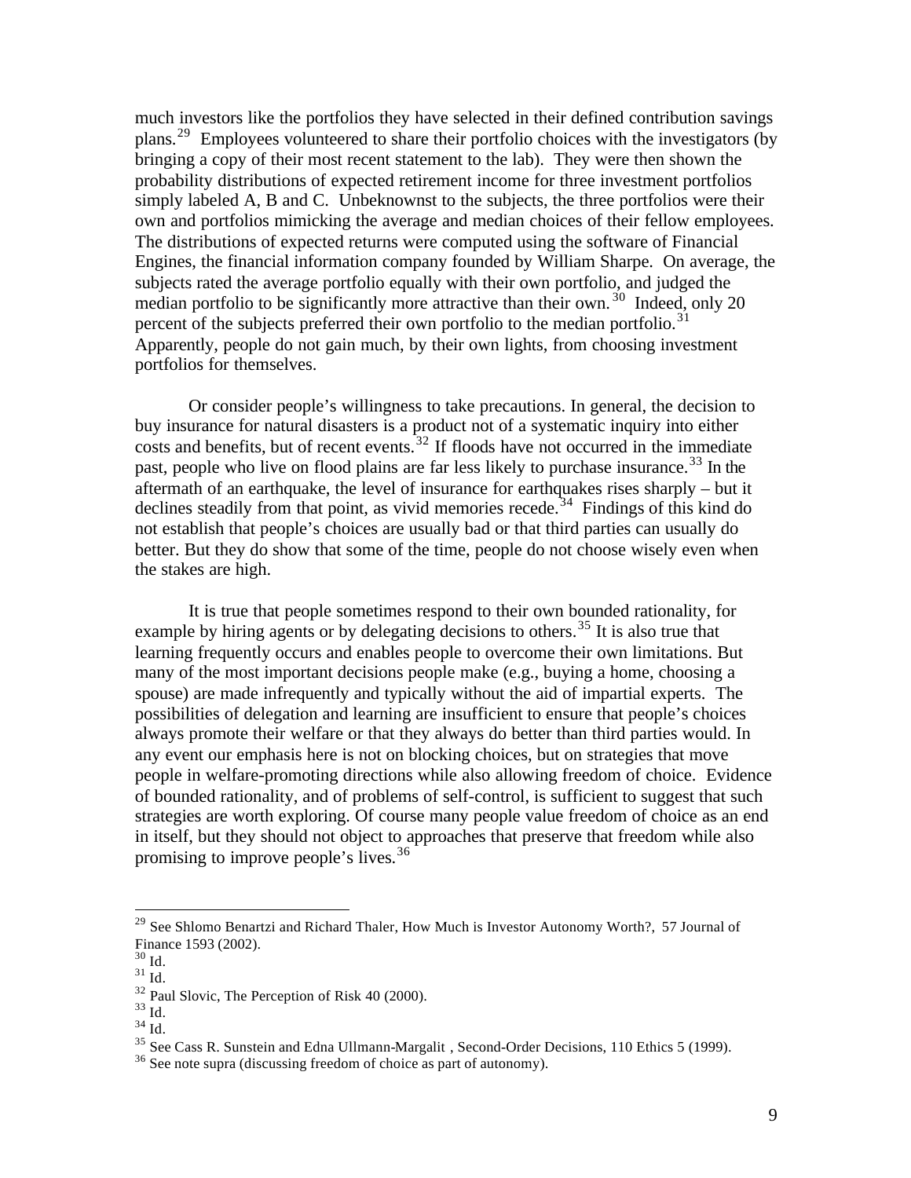much investors like the portfolios they have selected in their defined contribution savings plans.[29] Employees volunteered to share their portfolio choices with the investigators (by bringing a copy of their most recent statement to the lab). They were then shown the probability distributions of expected retirement income for three investment portfolios simply labeled A, B and C. Unbeknownst to the subjects, the three portfolios were their own and portfolios mimicking the average and median choices of their fellow employees. The distributions of expected returns were computed using the software of Financial Engines, the financial information company founded by William Sharpe. On average, the subjects rated the average portfolio equally with their own portfolio, and judged the median portfolio to be significantly more attractive than their own.[30] Indeed, only 20 percent of the subjects preferred their own portfolio to the median portfolio.[31] Apparently, people do not gain much, by their own lights, from choosing investment portfolios for themselves.

Or consider people's willingness to take precautions. In general, the decision to buy insurance for natural disasters is a product not of a systematic inquiry into either costs and benefits, but of recent events.[32] If floods have not occurred in the immediate past, people who live on flood plains are far less likely to purchase insurance.[33] In the aftermath of an earthquake, the level of insurance for earthquakes rises sharply – but it declines steadily from that point, as vivid memories recede.[34] Findings of this kind do not establish that people's choices are usually bad or that third parties can usually do better. But they do show that some of the time, people do not choose wisely even when the stakes are high.

It is true that people sometimes respond to their own bounded rationality, for example by hiring agents or by delegating decisions to others.[35] It is also true that learning frequently occurs and enables people to overcome their own limitations. But many of the most important decisions people make (e.g., buying a home, choosing a spouse) are made infrequently and typically without the aid of impartial experts. The possibilities of delegation and learning are insufficient to ensure that people's choices always promote their welfare or that they always do better than third parties would. In any event our emphasis here is not on blocking choices, but on strategies that move people in welfare-promoting directions while also allowing freedom of choice. Evidence of bounded rationality, and of problems of self-control, is sufficient to suggest that such strategies are worth exploring. Of course many people value freedom of choice as an end in itself, but they should not object to approaches that preserve that freedom while also promising to improve people's lives.[36]

---

[29] See Shlomo Benartzi and Richard Thaler, How Much is Investor Autonomy Worth?, 57 Journal of Finance 1593 (2002).
[30] Id.
[31] Id.
[32] Paul Slovic, The Perception of Risk 40 (2000).
[33] Id.
[34] Id.
[35] See Cass R. Sunstein and Edna Ullmann-Margalit , Second-Order Decisions, 110 Ethics 5 (1999).
[36] See note supra (discussing freedom of choice as part of autonomy).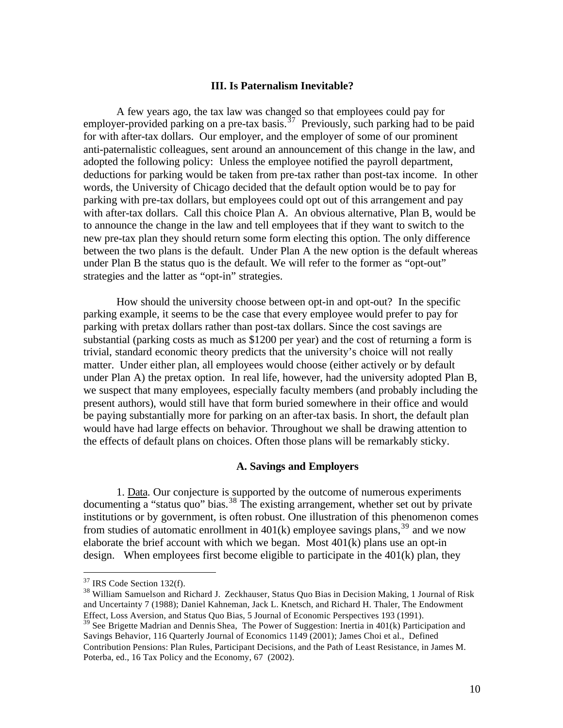### III. Is Paternalism Inevitable?

A few years ago, the tax law was changed so that employees could pay for employer-provided parking on a pre-tax basis.[37] Previously, such parking had to be paid for with after-tax dollars. Our employer, and the employer of some of our prominent anti-paternalistic colleagues, sent around an announcement of this change in the law, and adopted the following policy: Unless the employee notified the payroll department, deductions for parking would be taken from pre-tax rather than post-tax income. In other words, the University of Chicago decided that the default option would be to pay for parking with pre-tax dollars, but employees could opt out of this arrangement and pay with after-tax dollars. Call this choice Plan A. An obvious alternative, Plan B, would be to announce the change in the law and tell employees that if they want to switch to the new pre-tax plan they should return some form electing this option. The only difference between the two plans is the default. Under Plan A the new option is the default whereas under Plan B the status quo is the default. We will refer to the former as "opt-out" strategies and the latter as "opt-in" strategies.

How should the university choose between opt-in and opt-out? In the specific parking example, it seems to be the case that every employee would prefer to pay for parking with pretax dollars rather than post-tax dollars. Since the cost savings are substantial (parking costs as much as $1200 per year) and the cost of returning a form is trivial, standard economic theory predicts that the university's choice will not really matter. Under either plan, all employees would choose (either actively or by default under Plan A) the pretax option. In real life, however, had the university adopted Plan B, we suspect that many employees, especially faculty members (and probably including the present authors), would still have that form buried somewhere in their office and would be paying substantially more for parking on an after-tax basis. In short, the default plan would have had large effects on behavior. Throughout we shall be drawing attention to the effects of default plans on choices. Often those plans will be remarkably sticky.

#### A. Savings and Employers

1. Data. Our conjecture is supported by the outcome of numerous experiments documenting a "status quo" bias.[38] The existing arrangement, whether set out by private institutions or by government, is often robust. One illustration of this phenomenon comes from studies of automatic enrollment in 401(k) employee savings plans,[39] and we now elaborate the brief account with which we began. Most 401(k) plans use an opt-in design. When employees first become eligible to participate in the 401(k) plan, they

---

[37] IRS Code Section 132(f).

[38] William Samuelson and Richard J. Zeckhauser, Status Quo Bias in Decision Making, 1 Journal of Risk and Uncertainty 7 (1988); Daniel Kahneman, Jack L. Knetsch, and Richard H. Thaler, The Endowment Effect, Loss Aversion, and Status Quo Bias, 5 Journal of Economic Perspectives 193 (1991).

[39] See Brigette Madrian and Dennis Shea, The Power of Suggestion: Inertia in 401(k) Participation and Savings Behavior, 116 Quarterly Journal of Economics 1149 (2001); James Choi et al., Defined Contribution Pensions: Plan Rules, Participant Decisions, and the Path of Least Resistance, in James M. Poterba, ed., 16 Tax Policy and the Economy, 67 (2002).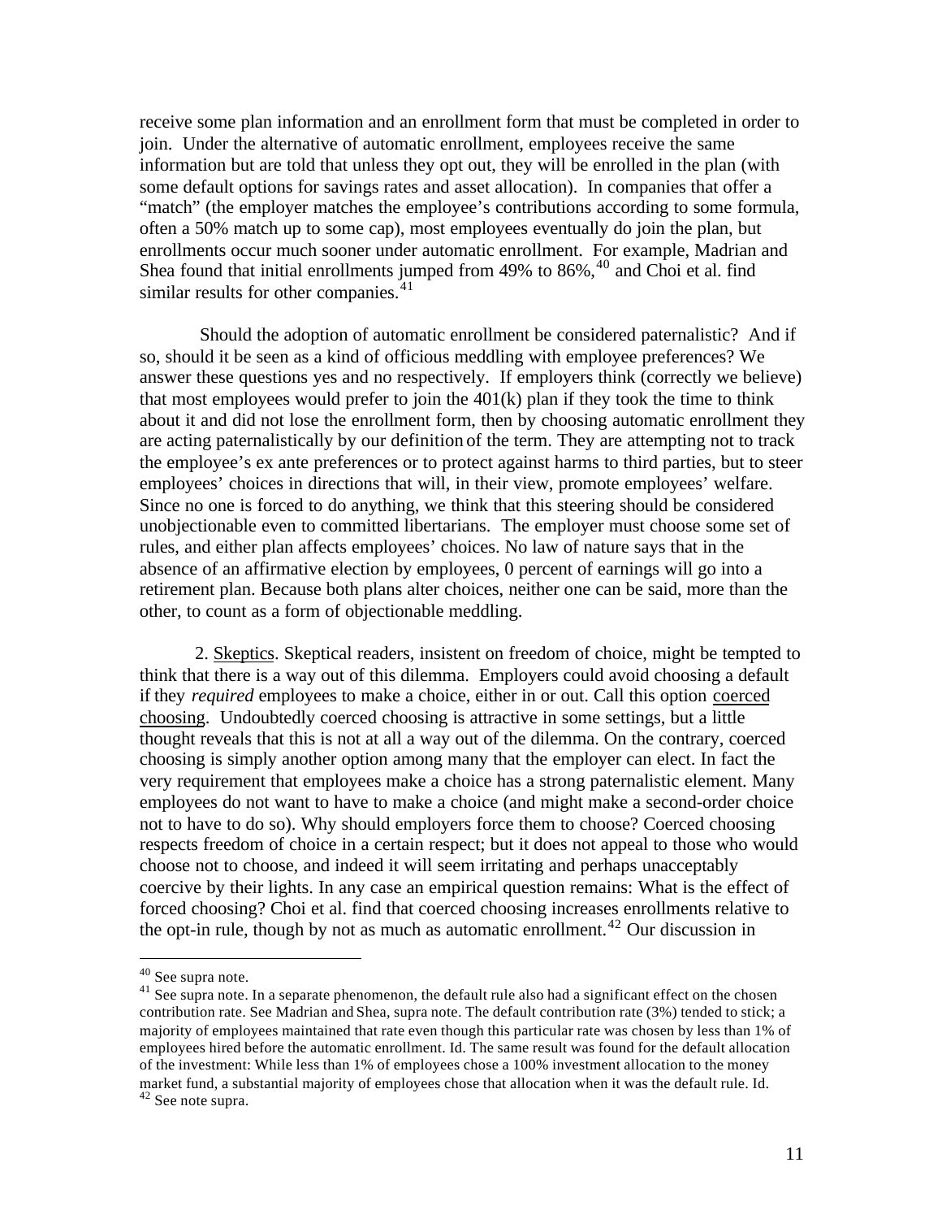receive some plan information and an enrollment form that must be completed in order to join. Under the alternative of automatic enrollment, employees receive the same information but are told that unless they opt out, they will be enrolled in the plan (with some default options for savings rates and asset allocation). In companies that offer a "match" (the employer matches the employee's contributions according to some formula, often a 50% match up to some cap), most employees eventually do join the plan, but enrollments occur much sooner under automatic enrollment. For example, Madrian and Shea found that initial enrollments jumped from 49% to 86%,[40] and Choi et al. find similar results for other companies.[41]

Should the adoption of automatic enrollment be considered paternalistic? And if so, should it be seen as a kind of officious meddling with employee preferences? We answer these questions yes and no respectively. If employers think (correctly we believe) that most employees would prefer to join the 401(k) plan if they took the time to think about it and did not lose the enrollment form, then by choosing automatic enrollment they are acting paternalistically by our definition of the term. They are attempting not to track the employee's ex ante preferences or to protect against harms to third parties, but to steer employees' choices in directions that will, in their view, promote employees' welfare. Since no one is forced to do anything, we think that this steering should be considered unobjectionable even to committed libertarians. The employer must choose some set of rules, and either plan affects employees' choices. No law of nature says that in the absence of an affirmative election by employees, 0 percent of earnings will go into a retirement plan. Because both plans alter choices, neither one can be said, more than the other, to count as a form of objectionable meddling.

2. <u>Skeptics</u>. Skeptical readers, insistent on freedom of choice, might be tempted to think that there is a way out of this dilemma. Employers could avoid choosing a default if they *required* employees to make a choice, either in or out. Call this option <u>coerced choosing</u>. Undoubtedly coerced choosing is attractive in some settings, but a little thought reveals that this is not at all a way out of the dilemma. On the contrary, coerced choosing is simply another option among many that the employer can elect. In fact the very requirement that employees make a choice has a strong paternalistic element. Many employees do not want to have to make a choice (and might make a second-order choice not to have to do so). Why should employers force them to choose? Coerced choosing respects freedom of choice in a certain respect; but it does not appeal to those who would choose not to choose, and indeed it will seem irritating and perhaps unacceptably coercive by their lights. In any case an empirical question remains: What is the effect of forced choosing? Choi et al. find that coerced choosing increases enrollments relative to the opt-in rule, though by not as much as automatic enrollment.[42] Our discussion in

---

[40] See supra note.

[41] See supra note. In a separate phenomenon, the default rule also had a significant effect on the chosen contribution rate. See Madrian and Shea, supra note. The default contribution rate (3%) tended to stick; a majority of employees maintained that rate even though this particular rate was chosen by less than 1% of employees hired before the automatic enrollment. Id. The same result was found for the default allocation of the investment: While less than 1% of employees chose a 100% investment allocation to the money market fund, a substantial majority of employees chose that allocation when it was the default rule. Id.

[42] See note supra.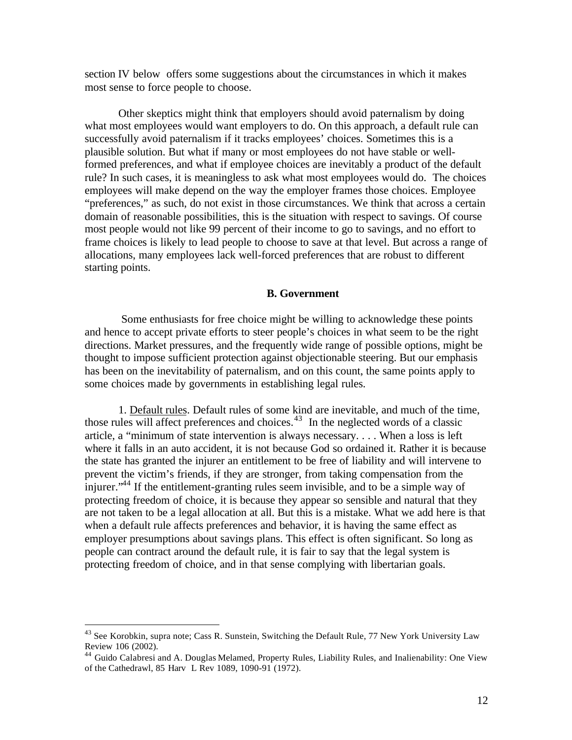section IV below offers some suggestions about the circumstances in which it makes most sense to force people to choose.

Other skeptics might think that employers should avoid paternalism by doing what most employees would want employers to do. On this approach, a default rule can successfully avoid paternalism if it tracks employees' choices. Sometimes this is a plausible solution. But what if many or most employees do not have stable or well-formed preferences, and what if employee choices are inevitably a product of the default rule? In such cases, it is meaningless to ask what most employees would do. The choices employees will make depend on the way the employer frames those choices. Employee "preferences," as such, do not exist in those circumstances. We think that across a certain domain of reasonable possibilities, this is the situation with respect to savings. Of course most people would not like 99 percent of their income to go to savings, and no effort to frame choices is likely to lead people to choose to save at that level. But across a range of allocations, many employees lack well-forced preferences that are robust to different starting points.

### B. Government

Some enthusiasts for free choice might be willing to acknowledge these points and hence to accept private efforts to steer people's choices in what seem to be the right directions. Market pressures, and the frequently wide range of possible options, might be thought to impose sufficient protection against objectionable steering. But our emphasis has been on the inevitability of paternalism, and on this count, the same points apply to some choices made by governments in establishing legal rules.

1. Default rules. Default rules of some kind are inevitable, and much of the time, those rules will affect preferences and choices.[43] In the neglected words of a classic article, a "minimum of state intervention is always necessary. . . . When a loss is left where it falls in an auto accident, it is not because God so ordained it. Rather it is because the state has granted the injurer an entitlement to be free of liability and will intervene to prevent the victim's friends, if they are stronger, from taking compensation from the injurer."[44] If the entitlement-granting rules seem invisible, and to be a simple way of protecting freedom of choice, it is because they appear so sensible and natural that they are not taken to be a legal allocation at all. But this is a mistake. What we add here is that when a default rule affects preferences and behavior, it is having the same effect as employer presumptions about savings plans. This effect is often significant. So long as people can contract around the default rule, it is fair to say that the legal system is protecting freedom of choice, and in that sense complying with libertarian goals.

---

[43] See Korobkin, supra note; Cass R. Sunstein, Switching the Default Rule, 77 New York University Law Review 106 (2002).

[44] Guido Calabresi and A. Douglas Melamed, Property Rules, Liability Rules, and Inalienability: One View of the Cathedrawl, 85 Harv L Rev 1089, 1090-91 (1972).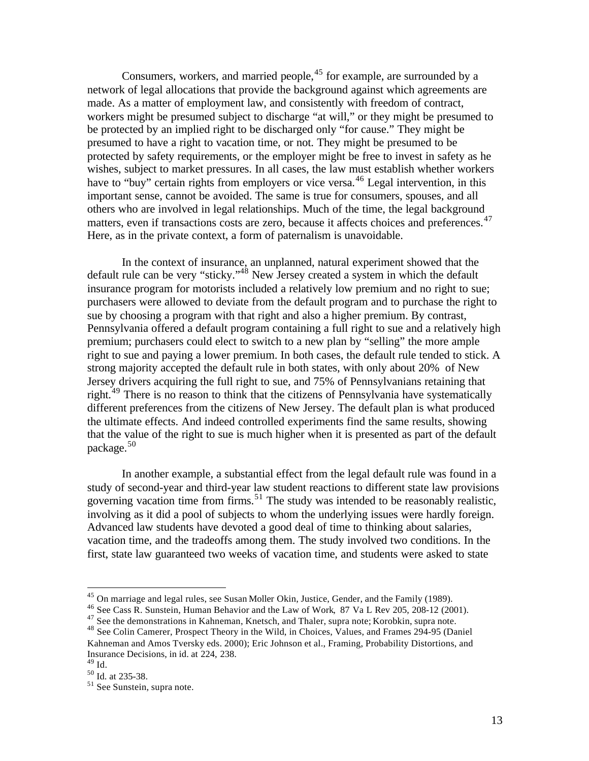Consumers, workers, and married people,[45] for example, are surrounded by a network of legal allocations that provide the background against which agreements are made. As a matter of employment law, and consistently with freedom of contract, workers might be presumed subject to discharge "at will," or they might be presumed to be protected by an implied right to be discharged only "for cause." They might be presumed to have a right to vacation time, or not. They might be presumed to be protected by safety requirements, or the employer might be free to invest in safety as he wishes, subject to market pressures. In all cases, the law must establish whether workers have to "buy" certain rights from employers or vice versa.[46] Legal intervention, in this important sense, cannot be avoided. The same is true for consumers, spouses, and all others who are involved in legal relationships. Much of the time, the legal background matters, even if transactions costs are zero, because it affects choices and preferences.[47] Here, as in the private context, a form of paternalism is unavoidable.

In the context of insurance, an unplanned, natural experiment showed that the default rule can be very "sticky."[48] New Jersey created a system in which the default insurance program for motorists included a relatively low premium and no right to sue; purchasers were allowed to deviate from the default program and to purchase the right to sue by choosing a program with that right and also a higher premium. By contrast, Pennsylvania offered a default program containing a full right to sue and a relatively high premium; purchasers could elect to switch to a new plan by "selling" the more ample right to sue and paying a lower premium. In both cases, the default rule tended to stick. A strong majority accepted the default rule in both states, with only about 20% of New Jersey drivers acquiring the full right to sue, and 75% of Pennsylvanians retaining that right.[49] There is no reason to think that the citizens of Pennsylvania have systematically different preferences from the citizens of New Jersey. The default plan is what produced the ultimate effects. And indeed controlled experiments find the same results, showing that the value of the right to sue is much higher when it is presented as part of the default package.[50]

In another example, a substantial effect from the legal default rule was found in a study of second-year and third-year law student reactions to different state law provisions governing vacation time from firms.[51] The study was intended to be reasonably realistic, involving as it did a pool of subjects to whom the underlying issues were hardly foreign. Advanced law students have devoted a good deal of time to thinking about salaries, vacation time, and the tradeoffs among them. The study involved two conditions. In the first, state law guaranteed two weeks of vacation time, and students were asked to state

---

[45] On marriage and legal rules, see Susan Moller Okin, Justice, Gender, and the Family (1989).

[46] See Cass R. Sunstein, Human Behavior and the Law of Work, 87 Va L Rev 205, 208-12 (2001).

[47] See the demonstrations in Kahneman, Knetsch, and Thaler, supra note; Korobkin, supra note.

[48] See Colin Camerer, Prospect Theory in the Wild, in Choices, Values, and Frames 294-95 (Daniel Kahneman and Amos Tversky eds. 2000); Eric Johnson et al., Framing, Probability Distortions, and Insurance Decisions, in id. at 224, 238.

[49] Id.

[50] Id. at 235-38.

[51] See Sunstein, supra note.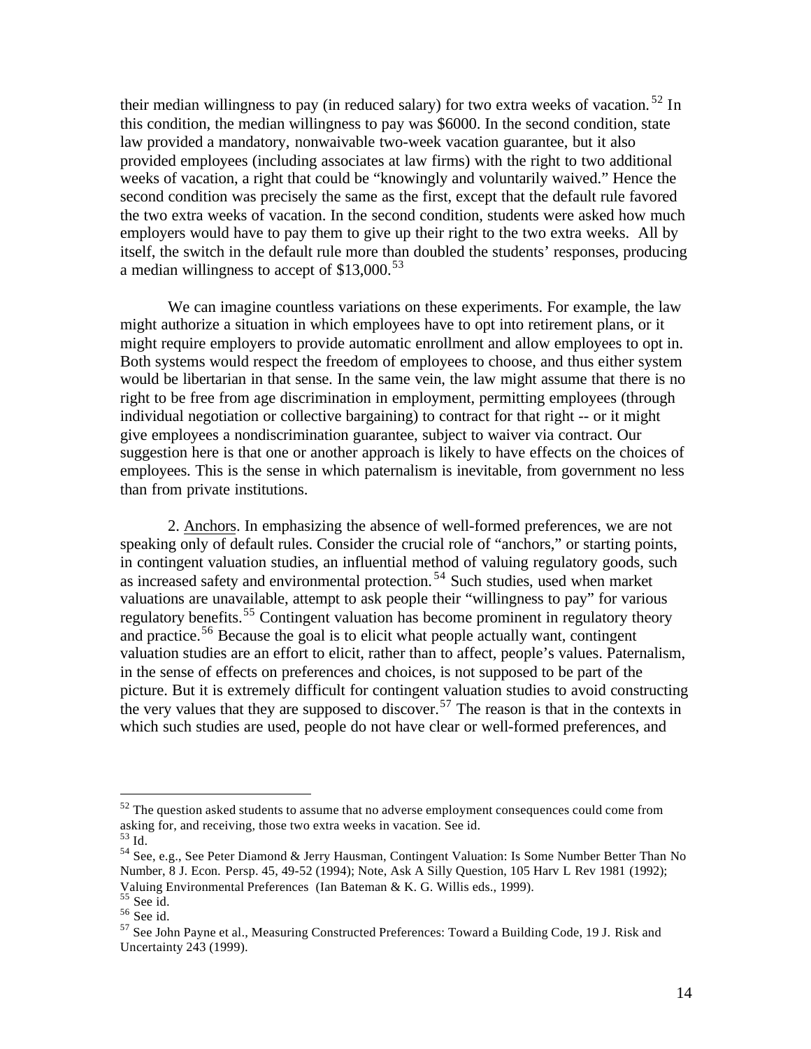their median willingness to pay (in reduced salary) for two extra weeks of vacation.[52] In this condition, the median willingness to pay was $6000. In the second condition, state law provided a mandatory, nonwaivable two-week vacation guarantee, but it also provided employees (including associates at law firms) with the right to two additional weeks of vacation, a right that could be "knowingly and voluntarily waived." Hence the second condition was precisely the same as the first, except that the default rule favored the two extra weeks of vacation. In the second condition, students were asked how much employers would have to pay them to give up their right to the two extra weeks. All by itself, the switch in the default rule more than doubled the students' responses, producing a median willingness to accept of $13,000.[53]

We can imagine countless variations on these experiments. For example, the law might authorize a situation in which employees have to opt into retirement plans, or it might require employers to provide automatic enrollment and allow employees to opt in. Both systems would respect the freedom of employees to choose, and thus either system would be libertarian in that sense. In the same vein, the law might assume that there is no right to be free from age discrimination in employment, permitting employees (through individual negotiation or collective bargaining) to contract for that right -- or it might give employees a nondiscrimination guarantee, subject to waiver via contract. Our suggestion here is that one or another approach is likely to have effects on the choices of employees. This is the sense in which paternalism is inevitable, from government no less than from private institutions.

2. <u>Anchors</u>. In emphasizing the absence of well-formed preferences, we are not speaking only of default rules. Consider the crucial role of "anchors," or starting points, in contingent valuation studies, an influential method of valuing regulatory goods, such as increased safety and environmental protection.[54] Such studies, used when market valuations are unavailable, attempt to ask people their "willingness to pay" for various regulatory benefits.[55] Contingent valuation has become prominent in regulatory theory and practice.[56] Because the goal is to elicit what people actually want, contingent valuation studies are an effort to elicit, rather than to affect, people's values. Paternalism, in the sense of effects on preferences and choices, is not supposed to be part of the picture. But it is extremely difficult for contingent valuation studies to avoid constructing the very values that they are supposed to discover.[57] The reason is that in the contexts in which such studies are used, people do not have clear or well-formed preferences, and

---

[52] The question asked students to assume that no adverse employment consequences could come from asking for, and receiving, those two extra weeks in vacation. See id.

[53] Id.

[54] See, e.g., See Peter Diamond & Jerry Hausman, Contingent Valuation: Is Some Number Better Than No Number, 8 J. Econ. Persp. 45, 49-52 (1994); Note, Ask A Silly Question, 105 Harv L Rev 1981 (1992); Valuing Environmental Preferences (Ian Bateman & K. G. Willis eds., 1999).

[55] See id.

[56] See id.

[57] See John Payne et al., Measuring Constructed Preferences: Toward a Building Code, 19 J. Risk and Uncertainty 243 (1999).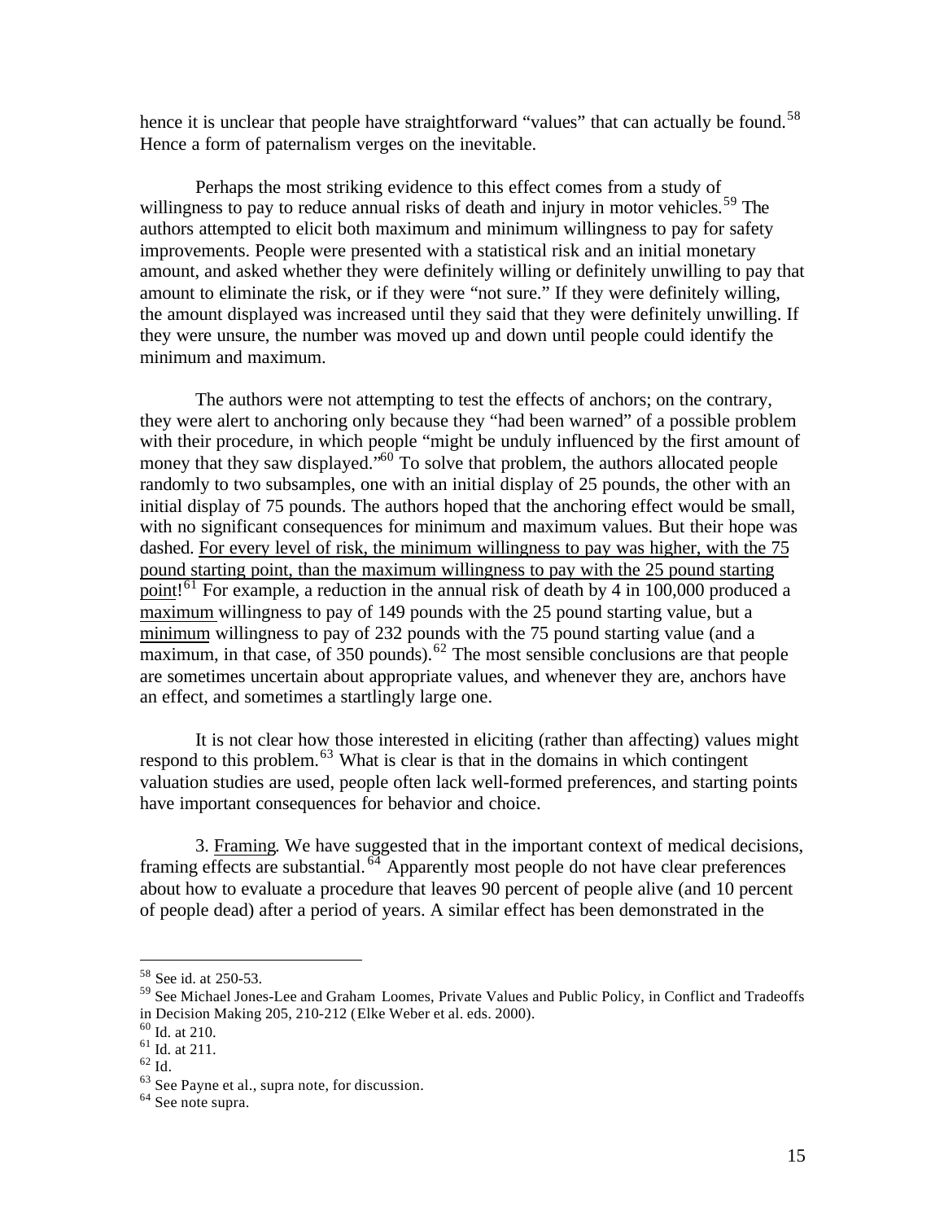hence it is unclear that people have straightforward "values" that can actually be found.[58] Hence a form of paternalism verges on the inevitable.

Perhaps the most striking evidence to this effect comes from a study of willingness to pay to reduce annual risks of death and injury in motor vehicles.[59] The authors attempted to elicit both maximum and minimum willingness to pay for safety improvements. People were presented with a statistical risk and an initial monetary amount, and asked whether they were definitely willing or definitely unwilling to pay that amount to eliminate the risk, or if they were "not sure." If they were definitely willing, the amount displayed was increased until they said that they were definitely unwilling. If they were unsure, the number was moved up and down until people could identify the minimum and maximum.

The authors were not attempting to test the effects of anchors; on the contrary, they were alert to anchoring only because they "had been warned" of a possible problem with their procedure, in which people "might be unduly influenced by the first amount of money that they saw displayed."[60] To solve that problem, the authors allocated people randomly to two subsamples, one with an initial display of 25 pounds, the other with an initial display of 75 pounds. The authors hoped that the anchoring effect would be small, with no significant consequences for minimum and maximum values. But their hope was dashed. <u>For every level of risk, the minimum willingness to pay was higher, with the 75 pound starting point, than the maximum willingness to pay with the 25 pound starting point</u>![61] For example, a reduction in the annual risk of death by 4 in 100,000 produced a <u>maximum</u> willingness to pay of 149 pounds with the 25 pound starting value, but a <u>minimum</u> willingness to pay of 232 pounds with the 75 pound starting value (and a maximum, in that case, of 350 pounds).[62] The most sensible conclusions are that people are sometimes uncertain about appropriate values, and whenever they are, anchors have an effect, and sometimes a startlingly large one.

It is not clear how those interested in eliciting (rather than affecting) values might respond to this problem.[63] What is clear is that in the domains in which contingent valuation studies are used, people often lack well-formed preferences, and starting points have important consequences for behavior and choice.

3. <u>Framing</u>. We have suggested that in the important context of medical decisions, framing effects are substantial.[64] Apparently most people do not have clear preferences about how to evaluate a procedure that leaves 90 percent of people alive (and 10 percent of people dead) after a period of years. A similar effect has been demonstrated in the

---

[58] See id. at 250-53.

[59] See Michael Jones-Lee and Graham Loomes, Private Values and Public Policy, in Conflict and Tradeoffs in Decision Making 205, 210-212 (Elke Weber et al. eds. 2000).

[60] Id. at 210.

[61] Id. at 211.

[62] Id.

[63] See Payne et al., supra note, for discussion.

[64] See note supra.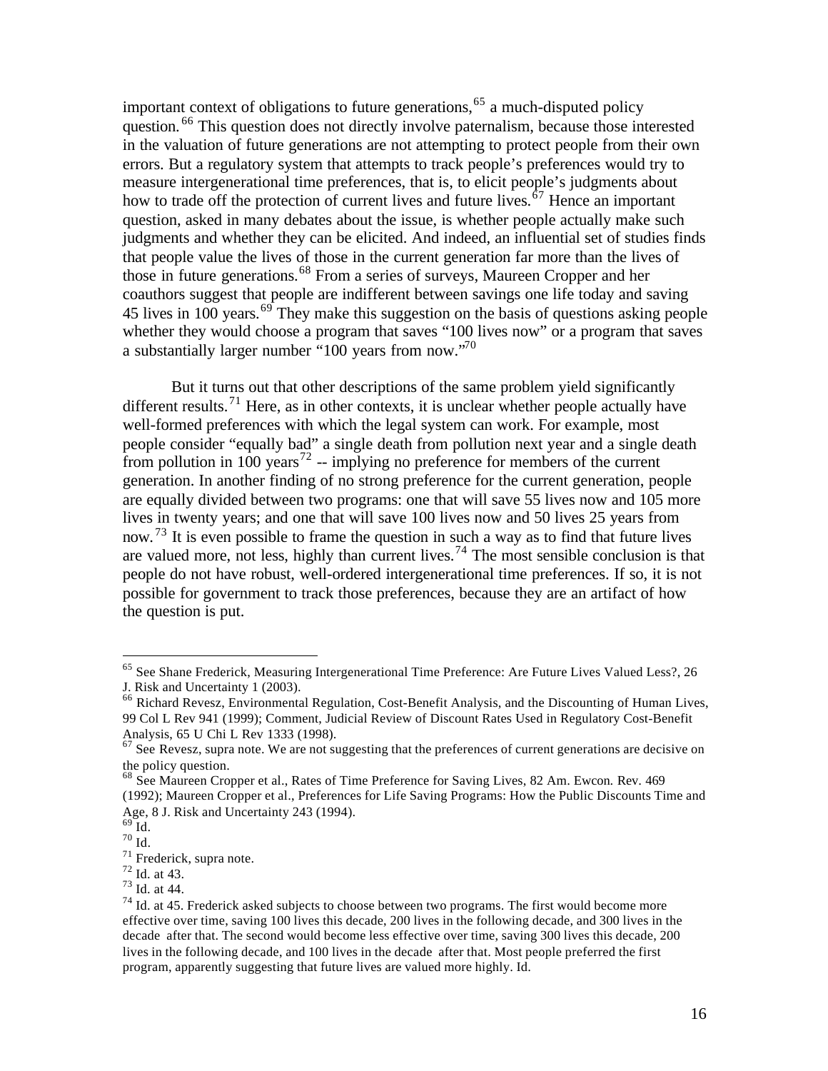important context of obligations to future generations,[65] a much-disputed policy question.[66] This question does not directly involve paternalism, because those interested in the valuation of future generations are not attempting to protect people from their own errors. But a regulatory system that attempts to track people's preferences would try to measure intergenerational time preferences, that is, to elicit people's judgments about how to trade off the protection of current lives and future lives.[67] Hence an important question, asked in many debates about the issue, is whether people actually make such judgments and whether they can be elicited. And indeed, an influential set of studies finds that people value the lives of those in the current generation far more than the lives of those in future generations.[68] From a series of surveys, Maureen Cropper and her coauthors suggest that people are indifferent between savings one life today and saving 45 lives in 100 years.[69] They make this suggestion on the basis of questions asking people whether they would choose a program that saves "100 lives now" or a program that saves a substantially larger number "100 years from now."[70]

But it turns out that other descriptions of the same problem yield significantly different results.[71] Here, as in other contexts, it is unclear whether people actually have well-formed preferences with which the legal system can work. For example, most people consider "equally bad" a single death from pollution next year and a single death from pollution in 100 years[72] -- implying no preference for members of the current generation. In another finding of no strong preference for the current generation, people are equally divided between two programs: one that will save 55 lives now and 105 more lives in twenty years; and one that will save 100 lives now and 50 lives 25 years from now.[73] It is even possible to frame the question in such a way as to find that future lives are valued more, not less, highly than current lives.[74] The most sensible conclusion is that people do not have robust, well-ordered intergenerational time preferences. If so, it is not possible for government to track those preferences, because they are an artifact of how the question is put.

---

[65] See Shane Frederick, Measuring Intergenerational Time Preference: Are Future Lives Valued Less?, 26 J. Risk and Uncertainty 1 (2003).

[66] Richard Revesz, Environmental Regulation, Cost-Benefit Analysis, and the Discounting of Human Lives, 99 Col L Rev 941 (1999); Comment, Judicial Review of Discount Rates Used in Regulatory Cost-Benefit Analysis, 65 U Chi L Rev 1333 (1998).

[67] See Revesz, supra note. We are not suggesting that the preferences of current generations are decisive on the policy question.

[68] See Maureen Cropper et al., Rates of Time Preference for Saving Lives, 82 Am. Ewcon. Rev. 469 (1992); Maureen Cropper et al., Preferences for Life Saving Programs: How the Public Discounts Time and Age, 8 J. Risk and Uncertainty 243 (1994).

[69] Id.

[70] Id.

[71] Frederick, supra note.

[72] Id. at 43.

[73] Id. at 44.

[74] Id. at 45. Frederick asked subjects to choose between two programs. The first would become more effective over time, saving 100 lives this decade, 200 lives in the following decade, and 300 lives in the decade after that. The second would become less effective over time, saving 300 lives this decade, 200 lives in the following decade, and 100 lives in the decade after that. Most people preferred the first program, apparently suggesting that future lives are valued more highly. Id.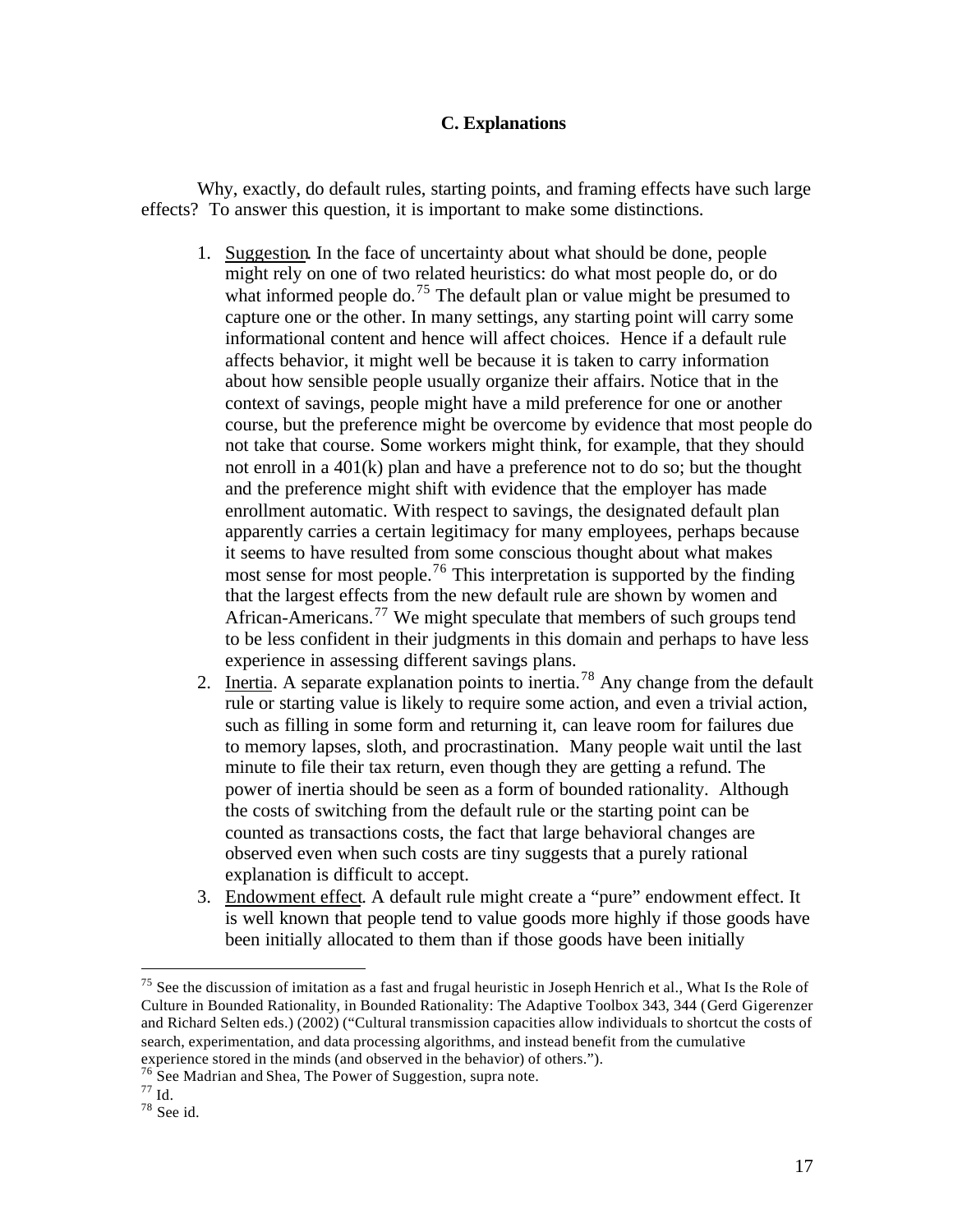### C. Explanations

Why, exactly, do default rules, starting points, and framing effects have such large effects? To answer this question, it is important to make some distinctions.

1. Suggestion. In the face of uncertainty about what should be done, people might rely on one of two related heuristics: do what most people do, or do what informed people do.[75] The default plan or value might be presumed to capture one or the other. In many settings, any starting point will carry some informational content and hence will affect choices. Hence if a default rule affects behavior, it might well be because it is taken to carry information about how sensible people usually organize their affairs. Notice that in the context of savings, people might have a mild preference for one or another course, but the preference might be overcome by evidence that most people do not take that course. Some workers might think, for example, that they should not enroll in a 401(k) plan and have a preference not to do so; but the thought and the preference might shift with evidence that the employer has made enrollment automatic. With respect to savings, the designated default plan apparently carries a certain legitimacy for many employees, perhaps because it seems to have resulted from some conscious thought about what makes most sense for most people.[76] This interpretation is supported by the finding that the largest effects from the new default rule are shown by women and African-Americans.[77] We might speculate that members of such groups tend to be less confident in their judgments in this domain and perhaps to have less experience in assessing different savings plans.
2. Inertia. A separate explanation points to inertia.[78] Any change from the default rule or starting value is likely to require some action, and even a trivial action, such as filling in some form and returning it, can leave room for failures due to memory lapses, sloth, and procrastination. Many people wait until the last minute to file their tax return, even though they are getting a refund. The power of inertia should be seen as a form of bounded rationality. Although the costs of switching from the default rule or the starting point can be counted as transactions costs, the fact that large behavioral changes are observed even when such costs are tiny suggests that a purely rational explanation is difficult to accept.
3. Endowment effect. A default rule might create a "pure" endowment effect. It is well known that people tend to value goods more highly if those goods have been initially allocated to them than if those goods have been initially

---

[75] See the discussion of imitation as a fast and frugal heuristic in Joseph Henrich et al., What Is the Role of Culture in Bounded Rationality, in Bounded Rationality: The Adaptive Toolbox 343, 344 (Gerd Gigerenzer and Richard Selten eds.) (2002) ("Cultural transmission capacities allow individuals to shortcut the costs of search, experimentation, and data processing algorithms, and instead benefit from the cumulative experience stored in the minds (and observed in the behavior) of others.").

[76] See Madrian and Shea, The Power of Suggestion, supra note.

[77] Id.

[78] See id.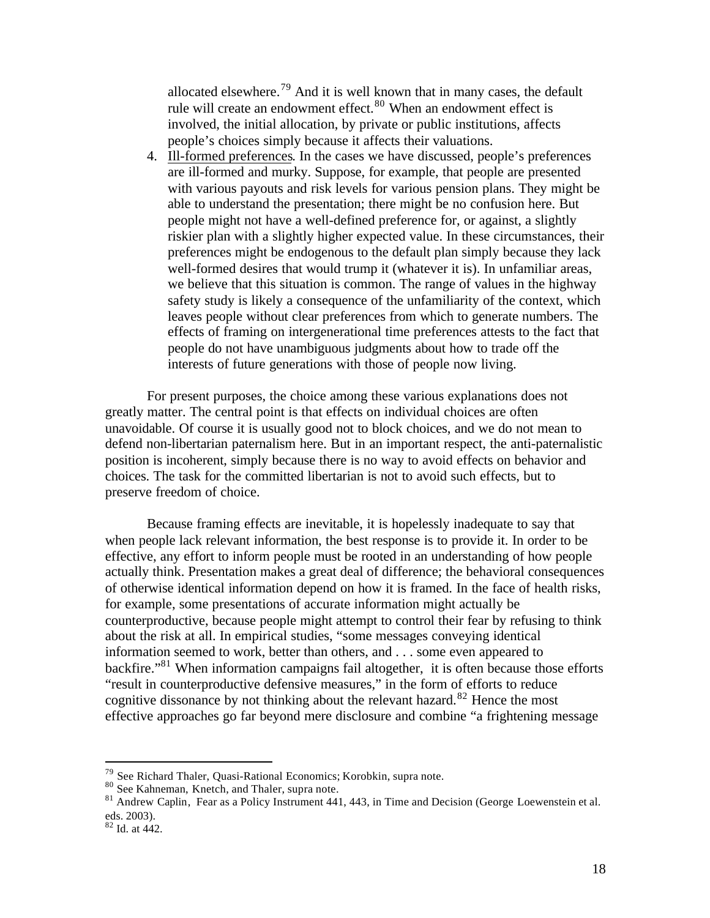allocated elsewhere.[79] And it is well known that in many cases, the default rule will create an endowment effect.[80] When an endowment effect is involved, the initial allocation, by private or public institutions, affects people's choices simply because it affects their valuations.

4. Ill-formed preferences. In the cases we have discussed, people's preferences are ill-formed and murky. Suppose, for example, that people are presented with various payouts and risk levels for various pension plans. They might be able to understand the presentation; there might be no confusion here. But people might not have a well-defined preference for, or against, a slightly riskier plan with a slightly higher expected value. In these circumstances, their preferences might be endogenous to the default plan simply because they lack well-formed desires that would trump it (whatever it is). In unfamiliar areas, we believe that this situation is common. The range of values in the highway safety study is likely a consequence of the unfamiliarity of the context, which leaves people without clear preferences from which to generate numbers. The effects of framing on intergenerational time preferences attests to the fact that people do not have unambiguous judgments about how to trade off the interests of future generations with those of people now living.

For present purposes, the choice among these various explanations does not greatly matter. The central point is that effects on individual choices are often unavoidable. Of course it is usually good not to block choices, and we do not mean to defend non-libertarian paternalism here. But in an important respect, the anti-paternalistic position is incoherent, simply because there is no way to avoid effects on behavior and choices. The task for the committed libertarian is not to avoid such effects, but to preserve freedom of choice.

Because framing effects are inevitable, it is hopelessly inadequate to say that when people lack relevant information, the best response is to provide it. In order to be effective, any effort to inform people must be rooted in an understanding of how people actually think. Presentation makes a great deal of difference; the behavioral consequences of otherwise identical information depend on how it is framed. In the face of health risks, for example, some presentations of accurate information might actually be counterproductive, because people might attempt to control their fear by refusing to think about the risk at all. In empirical studies, "some messages conveying identical information seemed to work, better than others, and . . . some even appeared to backfire."[81] When information campaigns fail altogether, it is often because those efforts "result in counterproductive defensive measures," in the form of efforts to reduce cognitive dissonance by not thinking about the relevant hazard.[82] Hence the most effective approaches go far beyond mere disclosure and combine "a frightening message

[79] See Richard Thaler, Quasi-Rational Economics; Korobkin, supra note.
[80] See Kahneman, Knetch, and Thaler, supra note.
[81] Andrew Caplin, Fear as a Policy Instrument 441, 443, in Time and Decision (George Loewenstein et al. eds. 2003).
[82] Id. at 442.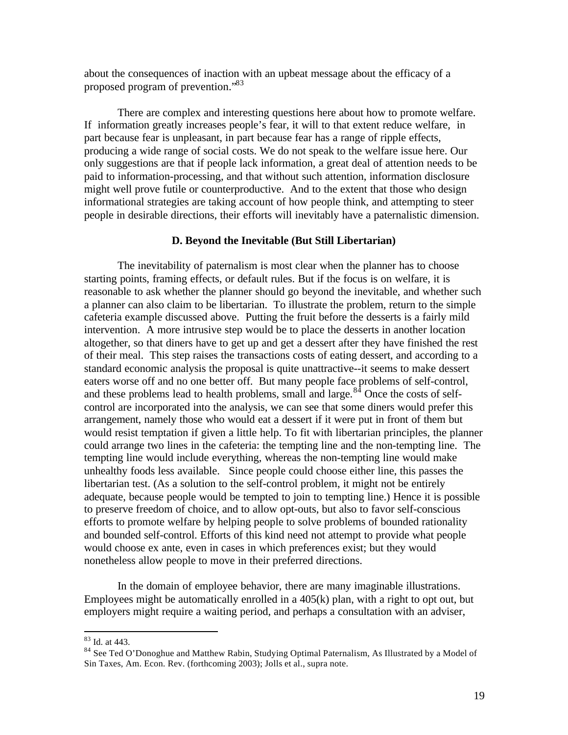about the consequences of inaction with an upbeat message about the efficacy of a proposed program of prevention."[83]

There are complex and interesting questions here about how to promote welfare. If information greatly increases people's fear, it will to that extent reduce welfare, in part because fear is unpleasant, in part because fear has a range of ripple effects, producing a wide range of social costs. We do not speak to the welfare issue here. Our only suggestions are that if people lack information, a great deal of attention needs to be paid to information-processing, and that without such attention, information disclosure might well prove futile or counterproductive. And to the extent that those who design informational strategies are taking account of how people think, and attempting to steer people in desirable directions, their efforts will inevitably have a paternalistic dimension.

### D. Beyond the Inevitable (But Still Libertarian)

The inevitability of paternalism is most clear when the planner has to choose starting points, framing effects, or default rules. But if the focus is on welfare, it is reasonable to ask whether the planner should go beyond the inevitable, and whether such a planner can also claim to be libertarian. To illustrate the problem, return to the simple cafeteria example discussed above. Putting the fruit before the desserts is a fairly mild intervention. A more intrusive step would be to place the desserts in another location altogether, so that diners have to get up and get a dessert after they have finished the rest of their meal. This step raises the transactions costs of eating dessert, and according to a standard economic analysis the proposal is quite unattractive--it seems to make dessert eaters worse off and no one better off. But many people face problems of self-control, and these problems lead to health problems, small and large.[84] Once the costs of self-control are incorporated into the analysis, we can see that some diners would prefer this arrangement, namely those who would eat a dessert if it were put in front of them but would resist temptation if given a little help. To fit with libertarian principles, the planner could arrange two lines in the cafeteria: the tempting line and the non-tempting line. The tempting line would include everything, whereas the non-tempting line would make unhealthy foods less available. Since people could choose either line, this passes the libertarian test. (As a solution to the self-control problem, it might not be entirely adequate, because people would be tempted to join to tempting line.) Hence it is possible to preserve freedom of choice, and to allow opt-outs, but also to favor self-conscious efforts to promote welfare by helping people to solve problems of bounded rationality and bounded self-control. Efforts of this kind need not attempt to provide what people would choose ex ante, even in cases in which preferences exist; but they would nonetheless allow people to move in their preferred directions.

In the domain of employee behavior, there are many imaginable illustrations. Employees might be automatically enrolled in a 405(k) plan, with a right to opt out, but employers might require a waiting period, and perhaps a consultation with an adviser,

---

[83] Id. at 443.

[84] See Ted O'Donoghue and Matthew Rabin, Studying Optimal Paternalism, As Illustrated by a Model of Sin Taxes, Am. Econ. Rev. (forthcoming 2003); Jolls et al., supra note.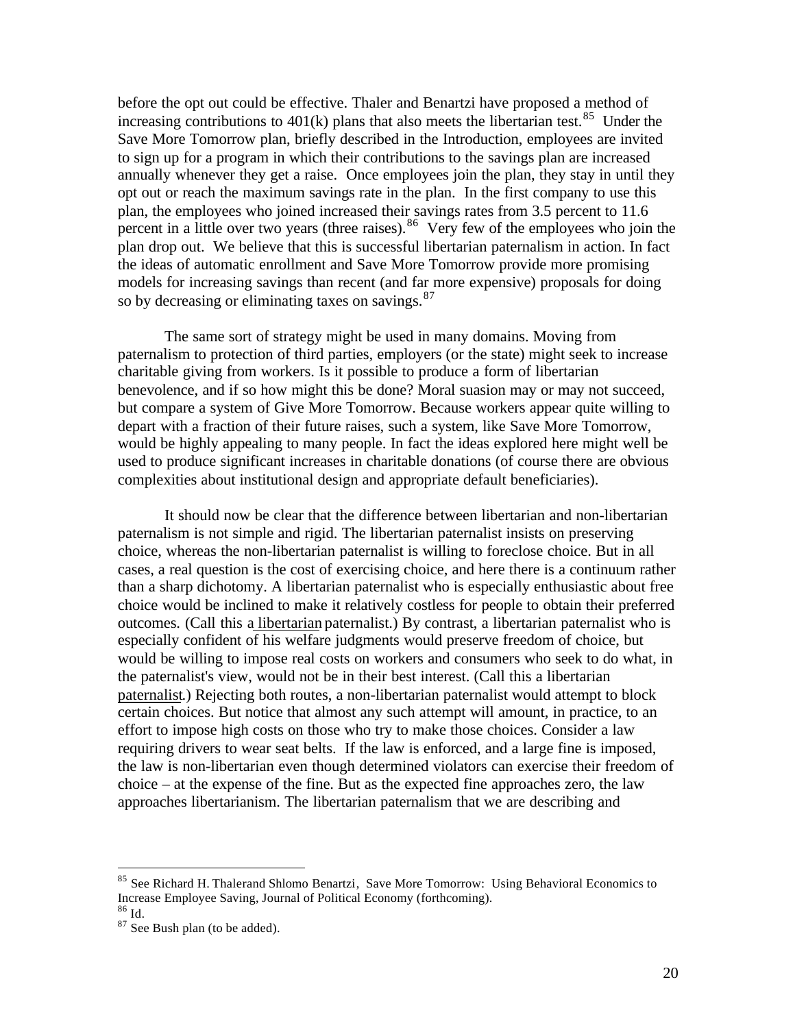before the opt out could be effective. Thaler and Benartzi have proposed a method of increasing contributions to 401(k) plans that also meets the libertarian test.[85] Under the Save More Tomorrow plan, briefly described in the Introduction, employees are invited to sign up for a program in which their contributions to the savings plan are increased annually whenever they get a raise. Once employees join the plan, they stay in until they opt out or reach the maximum savings rate in the plan. In the first company to use this plan, the employees who joined increased their savings rates from 3.5 percent to 11.6 percent in a little over two years (three raises).[86] Very few of the employees who join the plan drop out. We believe that this is successful libertarian paternalism in action. In fact the ideas of automatic enrollment and Save More Tomorrow provide more promising models for increasing savings than recent (and far more expensive) proposals for doing so by decreasing or eliminating taxes on savings.[87]

The same sort of strategy might be used in many domains. Moving from paternalism to protection of third parties, employers (or the state) might seek to increase charitable giving from workers. Is it possible to produce a form of libertarian benevolence, and if so how might this be done? Moral suasion may or may not succeed, but compare a system of Give More Tomorrow. Because workers appear quite willing to depart with a fraction of their future raises, such a system, like Save More Tomorrow, would be highly appealing to many people. In fact the ideas explored here might well be used to produce significant increases in charitable donations (of course there are obvious complexities about institutional design and appropriate default beneficiaries).

It should now be clear that the difference between libertarian and non-libertarian paternalism is not simple and rigid. The libertarian paternalist insists on preserving choice, whereas the non-libertarian paternalist is willing to foreclose choice. But in all cases, a real question is the cost of exercising choice, and here there is a continuum rather than a sharp dichotomy. A libertarian paternalist who is especially enthusiastic about free choice would be inclined to make it relatively costless for people to obtain their preferred outcomes. (Call this a <u>libertarian</u> paternalist.) By contrast, a libertarian paternalist who is especially confident of his welfare judgments would preserve freedom of choice, but would be willing to impose real costs on workers and consumers who seek to do what, in the paternalist's view, would not be in their best interest. (Call this a libertarian <u>paternalist</u>.) Rejecting both routes, a non-libertarian paternalist would attempt to block certain choices. But notice that almost any such attempt will amount, in practice, to an effort to impose high costs on those who try to make those choices. Consider a law requiring drivers to wear seat belts. If the law is enforced, and a large fine is imposed, the law is non-libertarian even though determined violators can exercise their freedom of choice – at the expense of the fine. But as the expected fine approaches zero, the law approaches libertarianism. The libertarian paternalism that we are describing and

---

[85] See Richard H. Thalerand Shlomo Benartzi, Save More Tomorrow: Using Behavioral Economics to Increase Employee Saving, Journal of Political Economy (forthcoming).

[86] Id.

[87] See Bush plan (to be added).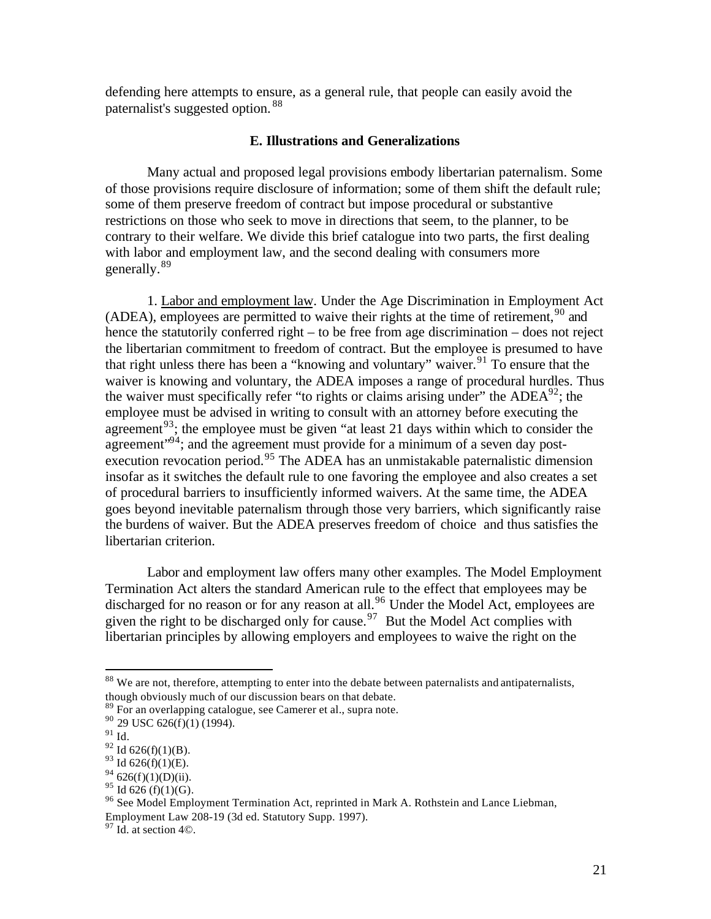defending here attempts to ensure, as a general rule, that people can easily avoid the paternalist's suggested option.[88]

### E. Illustrations and Generalizations

Many actual and proposed legal provisions embody libertarian paternalism. Some of those provisions require disclosure of information; some of them shift the default rule; some of them preserve freedom of contract but impose procedural or substantive restrictions on those who seek to move in directions that seem, to the planner, to be contrary to their welfare. We divide this brief catalogue into two parts, the first dealing with labor and employment law, and the second dealing with consumers more generally.[89]

1. Labor and employment law. Under the Age Discrimination in Employment Act (ADEA), employees are permitted to waive their rights at the time of retirement,[90] and hence the statutorily conferred right – to be free from age discrimination – does not reject the libertarian commitment to freedom of contract. But the employee is presumed to have that right unless there has been a "knowing and voluntary" waiver.[91] To ensure that the waiver is knowing and voluntary, the ADEA imposes a range of procedural hurdles. Thus the waiver must specifically refer "to rights or claims arising under" the ADEA[92]; the employee must be advised in writing to consult with an attorney before executing the agreement[93]; the employee must be given "at least 21 days within which to consider the agreement"[94]; and the agreement must provide for a minimum of a seven day post-execution revocation period.[95] The ADEA has an unmistakable paternalistic dimension insofar as it switches the default rule to one favoring the employee and also creates a set of procedural barriers to insufficiently informed waivers. At the same time, the ADEA goes beyond inevitable paternalism through those very barriers, which significantly raise the burdens of waiver. But the ADEA preserves freedom of choice and thus satisfies the libertarian criterion.

Labor and employment law offers many other examples. The Model Employment Termination Act alters the standard American rule to the effect that employees may be discharged for no reason or for any reason at all.[96] Under the Model Act, employees are given the right to be discharged only for cause.[97] But the Model Act complies with libertarian principles by allowing employers and employees to waive the right on the

---

[88] We are not, therefore, attempting to enter into the debate between paternalists and antipaternalists, though obviously much of our discussion bears on that debate.

[89] For an overlapping catalogue, see Camerer et al., supra note.

[90] 29 USC 626(f)(1) (1994).

[91] Id.

[92] Id 626(f)(1)(B).

[93] Id 626(f)(1)(E).

[94] 626(f)(1)(D)(ii).

[95] Id 626 (f)(1)(G).

[96] See Model Employment Termination Act, reprinted in Mark A. Rothstein and Lance Liebman, Employment Law 208-19 (3d ed. Statutory Supp. 1997).

[97] Id. at section 4©.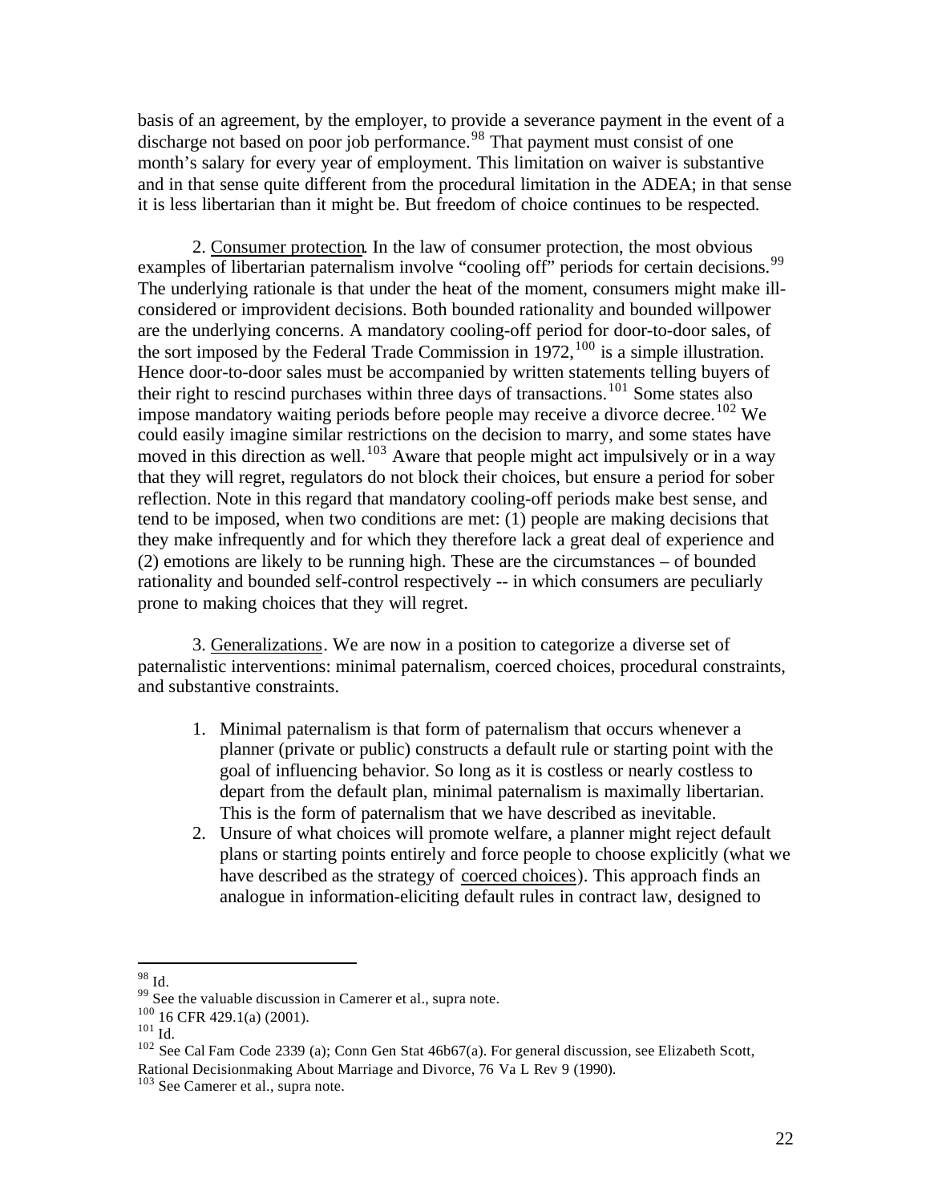basis of an agreement, by the employer, to provide a severance payment in the event of a discharge not based on poor job performance.[98] That payment must consist of one month's salary for every year of employment. This limitation on waiver is substantive and in that sense quite different from the procedural limitation in the ADEA; in that sense it is less libertarian than it might be. But freedom of choice continues to be respected.

2. Consumer protection. In the law of consumer protection, the most obvious examples of libertarian paternalism involve "cooling off" periods for certain decisions.[99] The underlying rationale is that under the heat of the moment, consumers might make ill-considered or improvident decisions. Both bounded rationality and bounded willpower are the underlying concerns. A mandatory cooling-off period for door-to-door sales, of the sort imposed by the Federal Trade Commission in 1972,[100] is a simple illustration. Hence door-to-door sales must be accompanied by written statements telling buyers of their right to rescind purchases within three days of transactions.[101] Some states also impose mandatory waiting periods before people may receive a divorce decree.[102] We could easily imagine similar restrictions on the decision to marry, and some states have moved in this direction as well.[103] Aware that people might act impulsively or in a way that they will regret, regulators do not block their choices, but ensure a period for sober reflection. Note in this regard that mandatory cooling-off periods make best sense, and tend to be imposed, when two conditions are met: (1) people are making decisions that they make infrequently and for which they therefore lack a great deal of experience and (2) emotions are likely to be running high. These are the circumstances – of bounded rationality and bounded self-control respectively -- in which consumers are peculiarly prone to making choices that they will regret.

3. Generalizations. We are now in a position to categorize a diverse set of paternalistic interventions: minimal paternalism, coerced choices, procedural constraints, and substantive constraints.

1. Minimal paternalism is that form of paternalism that occurs whenever a planner (private or public) constructs a default rule or starting point with the goal of influencing behavior. So long as it is costless or nearly costless to depart from the default plan, minimal paternalism is maximally libertarian. This is the form of paternalism that we have described as inevitable.
2. Unsure of what choices will promote welfare, a planner might reject default plans or starting points entirely and force people to choose explicitly (what we have described as the strategy of coerced choices). This approach finds an analogue in information-eliciting default rules in contract law, designed to

---

[98] Id.
[99] See the valuable discussion in Camerer et al., supra note.
[100] 16 CFR 429.1(a) (2001).
[101] Id.
[102] See Cal Fam Code 2339 (a); Conn Gen Stat 46b67(a). For general discussion, see Elizabeth Scott, Rational Decisionmaking About Marriage and Divorce, 76 Va L Rev 9 (1990).
[103] See Camerer et al., supra note.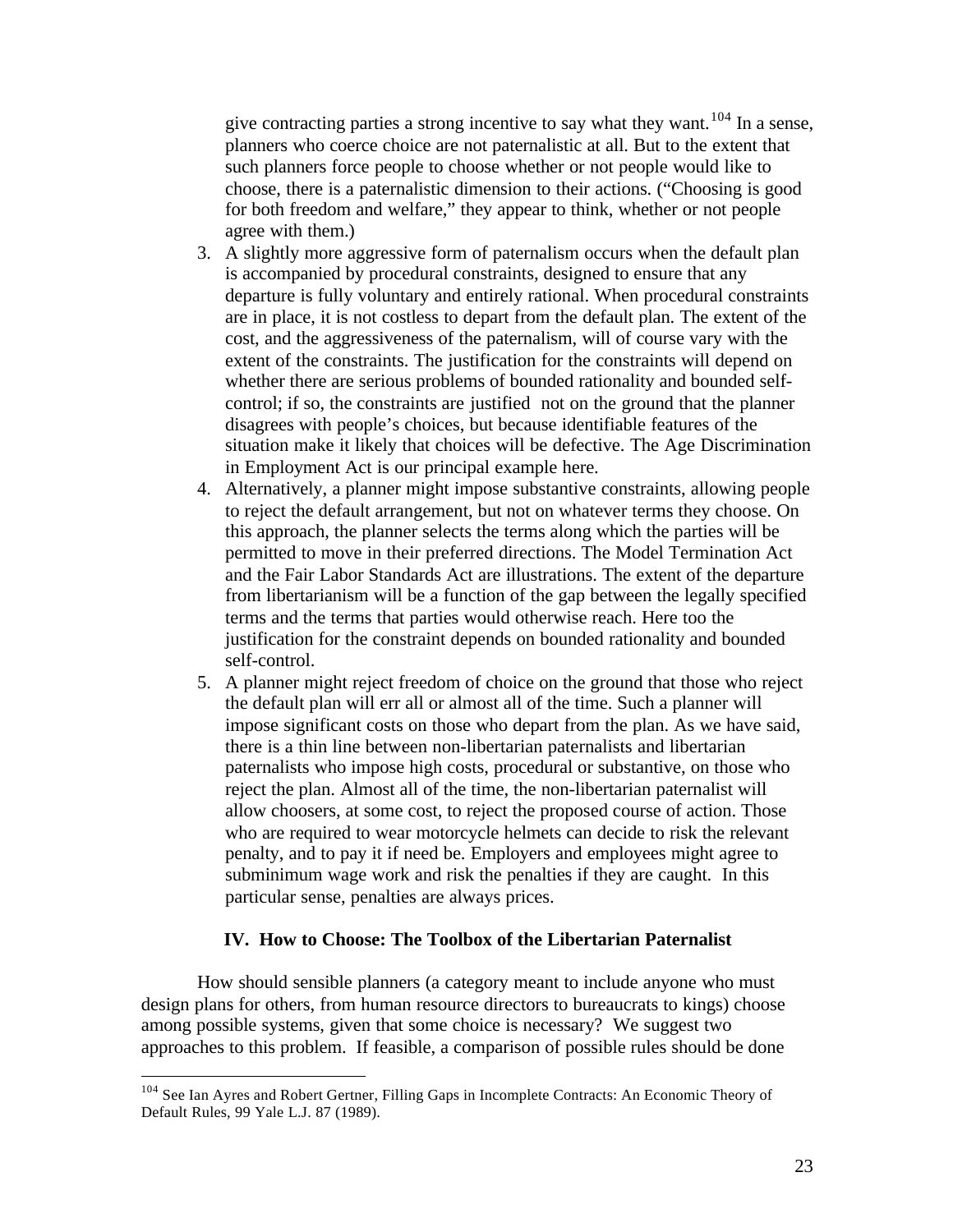give contracting parties a strong incentive to say what they want.[104] In a sense, planners who coerce choice are not paternalistic at all. But to the extent that such planners force people to choose whether or not people would like to choose, there is a paternalistic dimension to their actions. ("Choosing is good for both freedom and welfare," they appear to think, whether or not people agree with them.)

3. A slightly more aggressive form of paternalism occurs when the default plan is accompanied by procedural constraints, designed to ensure that any departure is fully voluntary and entirely rational. When procedural constraints are in place, it is not costless to depart from the default plan. The extent of the cost, and the aggressiveness of the paternalism, will of course vary with the extent of the constraints. The justification for the constraints will depend on whether there are serious problems of bounded rationality and bounded self-control; if so, the constraints are justified not on the ground that the planner disagrees with people's choices, but because identifiable features of the situation make it likely that choices will be defective. The Age Discrimination in Employment Act is our principal example here.
4. Alternatively, a planner might impose substantive constraints, allowing people to reject the default arrangement, but not on whatever terms they choose. On this approach, the planner selects the terms along which the parties will be permitted to move in their preferred directions. The Model Termination Act and the Fair Labor Standards Act are illustrations. The extent of the departure from libertarianism will be a function of the gap between the legally specified terms and the terms that parties would otherwise reach. Here too the justification for the constraint depends on bounded rationality and bounded self-control.
5. A planner might reject freedom of choice on the ground that those who reject the default plan will err all or almost all of the time. Such a planner will impose significant costs on those who depart from the plan. As we have said, there is a thin line between non-libertarian paternalists and libertarian paternalists who impose high costs, procedural or substantive, on those who reject the plan. Almost all of the time, the non-libertarian paternalist will allow choosers, at some cost, to reject the proposed course of action. Those who are required to wear motorcycle helmets can decide to risk the relevant penalty, and to pay it if need be. Employers and employees might agree to subminimum wage work and risk the penalties if they are caught. In this particular sense, penalties are always prices.

## IV. How to Choose: The Toolbox of the Libertarian Paternalist

How should sensible planners (a category meant to include anyone who must design plans for others, from human resource directors to bureaucrats to kings) choose among possible systems, given that some choice is necessary? We suggest two approaches to this problem. If feasible, a comparison of possible rules should be done

[104] See Ian Ayres and Robert Gertner, Filling Gaps in Incomplete Contracts: An Economic Theory of Default Rules, 99 Yale L.J. 87 (1989).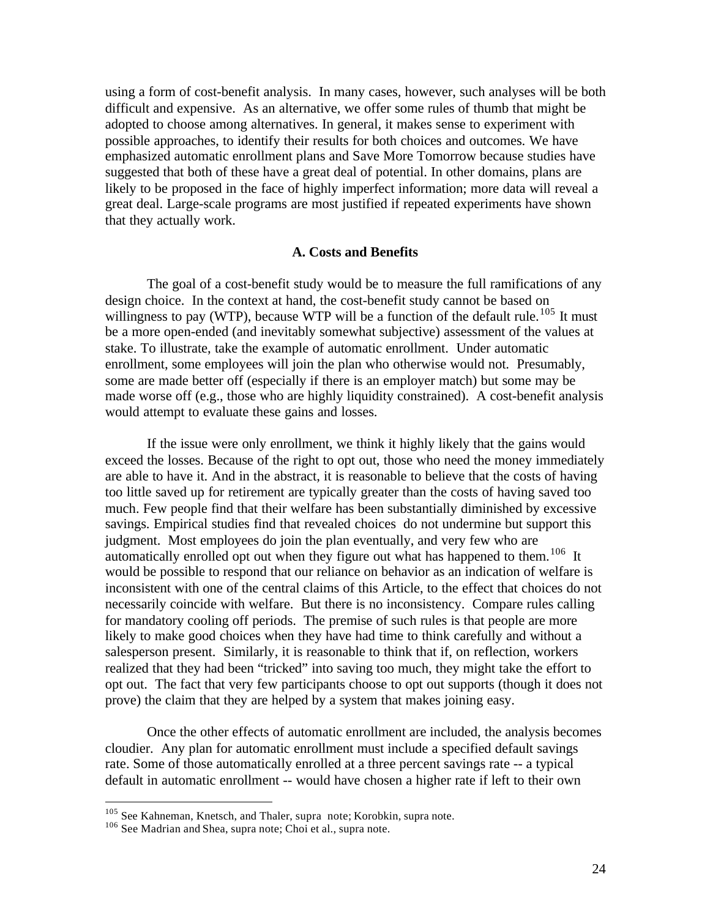using a form of cost-benefit analysis. In many cases, however, such analyses will be both difficult and expensive. As an alternative, we offer some rules of thumb that might be adopted to choose among alternatives. In general, it makes sense to experiment with possible approaches, to identify their results for both choices and outcomes. We have emphasized automatic enrollment plans and Save More Tomorrow because studies have suggested that both of these have a great deal of potential. In other domains, plans are likely to be proposed in the face of highly imperfect information; more data will reveal a great deal. Large-scale programs are most justified if repeated experiments have shown that they actually work.

### A. Costs and Benefits

The goal of a cost-benefit study would be to measure the full ramifications of any design choice. In the context at hand, the cost-benefit study cannot be based on willingness to pay (WTP), because WTP will be a function of the default rule.[105] It must be a more open-ended (and inevitably somewhat subjective) assessment of the values at stake. To illustrate, take the example of automatic enrollment. Under automatic enrollment, some employees will join the plan who otherwise would not. Presumably, some are made better off (especially if there is an employer match) but some may be made worse off (e.g., those who are highly liquidity constrained). A cost-benefit analysis would attempt to evaluate these gains and losses.

If the issue were only enrollment, we think it highly likely that the gains would exceed the losses. Because of the right to opt out, those who need the money immediately are able to have it. And in the abstract, it is reasonable to believe that the costs of having too little saved up for retirement are typically greater than the costs of having saved too much. Few people find that their welfare has been substantially diminished by excessive savings. Empirical studies find that revealed choices do not undermine but support this judgment. Most employees do join the plan eventually, and very few who are automatically enrolled opt out when they figure out what has happened to them.[106] It would be possible to respond that our reliance on behavior as an indication of welfare is inconsistent with one of the central claims of this Article, to the effect that choices do not necessarily coincide with welfare. But there is no inconsistency. Compare rules calling for mandatory cooling off periods. The premise of such rules is that people are more likely to make good choices when they have had time to think carefully and without a salesperson present. Similarly, it is reasonable to think that if, on reflection, workers realized that they had been "tricked" into saving too much, they might take the effort to opt out. The fact that very few participants choose to opt out supports (though it does not prove) the claim that they are helped by a system that makes joining easy.

Once the other effects of automatic enrollment are included, the analysis becomes cloudier. Any plan for automatic enrollment must include a specified default savings rate. Some of those automatically enrolled at a three percent savings rate -- a typical default in automatic enrollment -- would have chosen a higher rate if left to their own

[105] See Kahneman, Knetsch, and Thaler, supra note; Korobkin, supra note.

[106] See Madrian and Shea, supra note; Choi et al., supra note.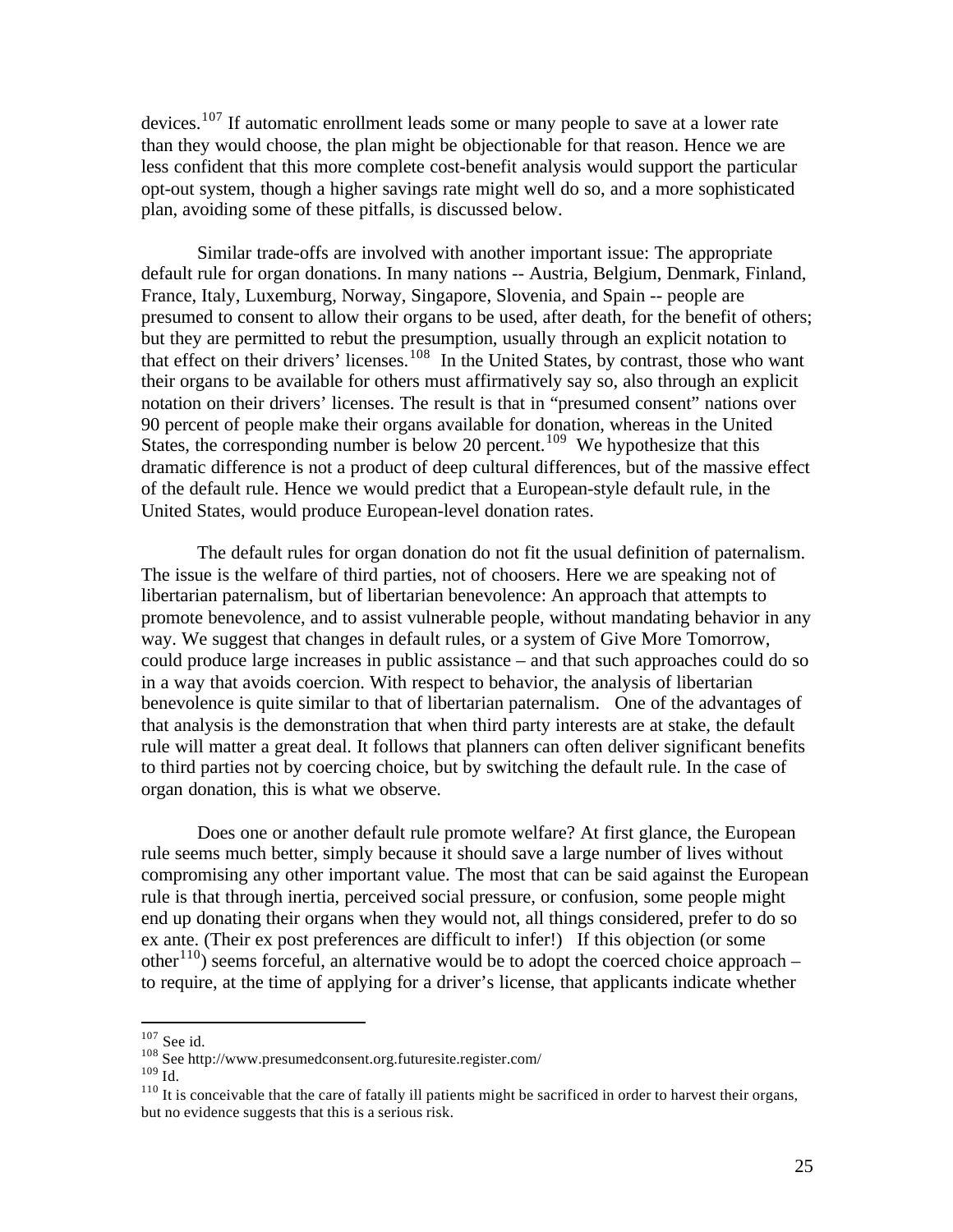devices.[107] If automatic enrollment leads some or many people to save at a lower rate than they would choose, the plan might be objectionable for that reason. Hence we are less confident that this more complete cost-benefit analysis would support the particular opt-out system, though a higher savings rate might well do so, and a more sophisticated plan, avoiding some of these pitfalls, is discussed below.

Similar trade-offs are involved with another important issue: The appropriate default rule for organ donations. In many nations -- Austria, Belgium, Denmark, Finland, France, Italy, Luxemburg, Norway, Singapore, Slovenia, and Spain -- people are presumed to consent to allow their organs to be used, after death, for the benefit of others; but they are permitted to rebut the presumption, usually through an explicit notation to that effect on their drivers' licenses.[108] In the United States, by contrast, those who want their organs to be available for others must affirmatively say so, also through an explicit notation on their drivers' licenses. The result is that in "presumed consent" nations over 90 percent of people make their organs available for donation, whereas in the United States, the corresponding number is below 20 percent.[109] We hypothesize that this dramatic difference is not a product of deep cultural differences, but of the massive effect of the default rule. Hence we would predict that a European-style default rule, in the United States, would produce European-level donation rates.

The default rules for organ donation do not fit the usual definition of paternalism. The issue is the welfare of third parties, not of choosers. Here we are speaking not of libertarian paternalism, but of libertarian benevolence: An approach that attempts to promote benevolence, and to assist vulnerable people, without mandating behavior in any way. We suggest that changes in default rules, or a system of Give More Tomorrow, could produce large increases in public assistance – and that such approaches could do so in a way that avoids coercion. With respect to behavior, the analysis of libertarian benevolence is quite similar to that of libertarian paternalism. One of the advantages of that analysis is the demonstration that when third party interests are at stake, the default rule will matter a great deal. It follows that planners can often deliver significant benefits to third parties not by coercing choice, but by switching the default rule. In the case of organ donation, this is what we observe.

Does one or another default rule promote welfare? At first glance, the European rule seems much better, simply because it should save a large number of lives without compromising any other important value. The most that can be said against the European rule is that through inertia, perceived social pressure, or confusion, some people might end up donating their organs when they would not, all things considered, prefer to do so ex ante. (Their ex post preferences are difficult to infer!) If this objection (or some other[110]) seems forceful, an alternative would be to adopt the coerced choice approach – to require, at the time of applying for a driver's license, that applicants indicate whether

[107] See id.

[108] See http://www.presumedconsent.org.futuresite.register.com/

[109] Id.

[110] It is conceivable that the care of fatally ill patients might be sacrificed in order to harvest their organs, but no evidence suggests that this is a serious risk.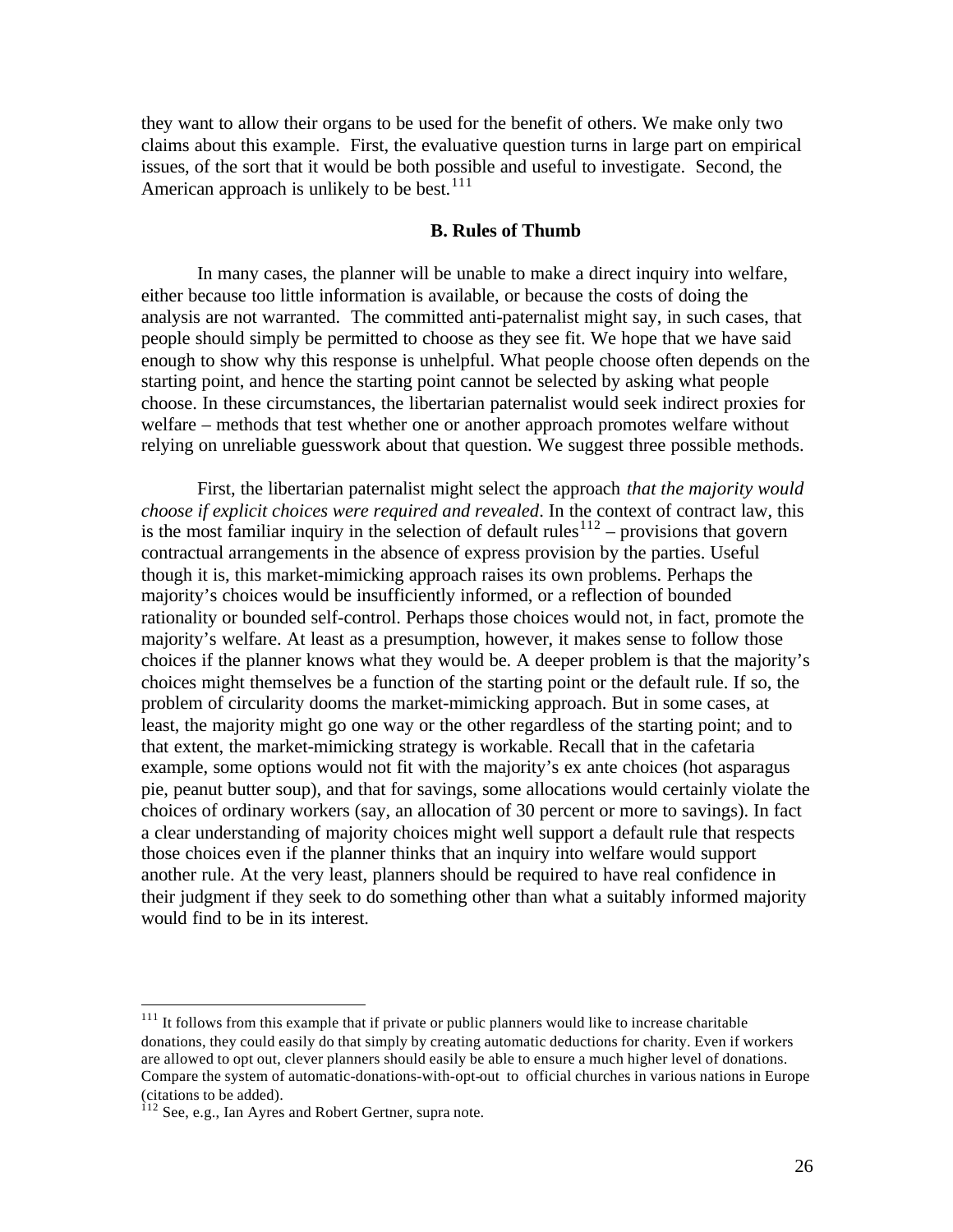they want to allow their organs to be used for the benefit of others. We make only two claims about this example. First, the evaluative question turns in large part on empirical issues, of the sort that it would be both possible and useful to investigate. Second, the American approach is unlikely to be best.[111]

## B. Rules of Thumb

In many cases, the planner will be unable to make a direct inquiry into welfare, either because too little information is available, or because the costs of doing the analysis are not warranted. The committed anti-paternalist might say, in such cases, that people should simply be permitted to choose as they see fit. We hope that we have said enough to show why this response is unhelpful. What people choose often depends on the starting point, and hence the starting point cannot be selected by asking what people choose. In these circumstances, the libertarian paternalist would seek indirect proxies for welfare – methods that test whether one or another approach promotes welfare without relying on unreliable guesswork about that question. We suggest three possible methods.

First, the libertarian paternalist might select the approach *that the majority would choose if explicit choices were required and revealed*. In the context of contract law, this is the most familiar inquiry in the selection of default rules[112] – provisions that govern contractual arrangements in the absence of express provision by the parties. Useful though it is, this market-mimicking approach raises its own problems. Perhaps the majority's choices would be insufficiently informed, or a reflection of bounded rationality or bounded self-control. Perhaps those choices would not, in fact, promote the majority's welfare. At least as a presumption, however, it makes sense to follow those choices if the planner knows what they would be. A deeper problem is that the majority's choices might themselves be a function of the starting point or the default rule. If so, the problem of circularity dooms the market-mimicking approach. But in some cases, at least, the majority might go one way or the other regardless of the starting point; and to that extent, the market-mimicking strategy is workable. Recall that in the cafetaria example, some options would not fit with the majority's ex ante choices (hot asparagus pie, peanut butter soup), and that for savings, some allocations would certainly violate the choices of ordinary workers (say, an allocation of 30 percent or more to savings). In fact a clear understanding of majority choices might well support a default rule that respects those choices even if the planner thinks that an inquiry into welfare would support another rule. At the very least, planners should be required to have real confidence in their judgment if they seek to do something other than what a suitably informed majority would find to be in its interest.

---

[111] It follows from this example that if private or public planners would like to increase charitable donations, they could easily do that simply by creating automatic deductions for charity. Even if workers are allowed to opt out, clever planners should easily be able to ensure a much higher level of donations. Compare the system of automatic-donations-with-opt-out to official churches in various nations in Europe (citations to be added).

[112] See, e.g., Ian Ayres and Robert Gertner, supra note.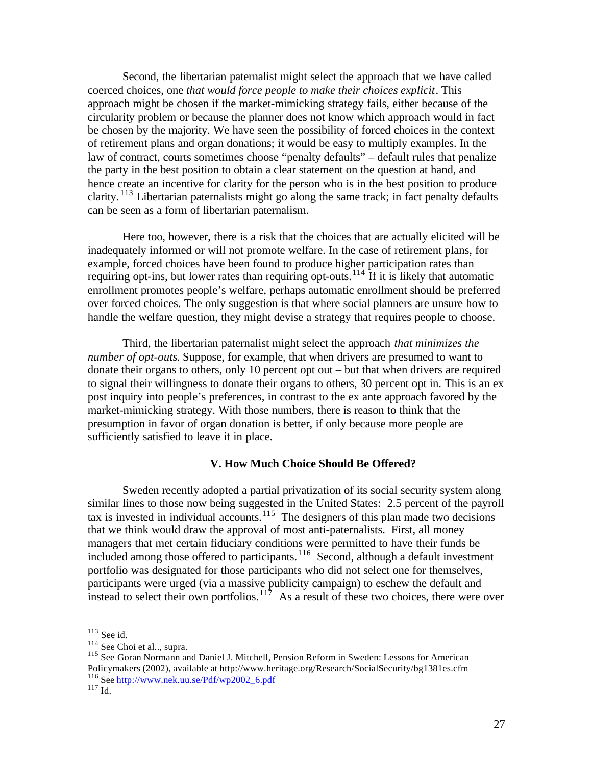Second, the libertarian paternalist might select the approach that we have called coerced choices, one *that would force people to make their choices explicit*. This approach might be chosen if the market-mimicking strategy fails, either because of the circularity problem or because the planner does not know which approach would in fact be chosen by the majority. We have seen the possibility of forced choices in the context of retirement plans and organ donations; it would be easy to multiply examples. In the law of contract, courts sometimes choose "penalty defaults" – default rules that penalize the party in the best position to obtain a clear statement on the question at hand, and hence create an incentive for clarity for the person who is in the best position to produce clarity.[113] Libertarian paternalists might go along the same track; in fact penalty defaults can be seen as a form of libertarian paternalism.

Here too, however, there is a risk that the choices that are actually elicited will be inadequately informed or will not promote welfare. In the case of retirement plans, for example, forced choices have been found to produce higher participation rates than requiring opt-ins, but lower rates than requiring opt-outs.[114] If it is likely that automatic enrollment promotes people's welfare, perhaps automatic enrollment should be preferred over forced choices. The only suggestion is that where social planners are unsure how to handle the welfare question, they might devise a strategy that requires people to choose.

Third, the libertarian paternalist might select the approach *that minimizes the number of opt-outs*. Suppose, for example, that when drivers are presumed to want to donate their organs to others, only 10 percent opt out – but that when drivers are required to signal their willingness to donate their organs to others, 30 percent opt in. This is an ex post inquiry into people's preferences, in contrast to the ex ante approach favored by the market-mimicking strategy. With those numbers, there is reason to think that the presumption in favor of organ donation is better, if only because more people are sufficiently satisfied to leave it in place.

## V. How Much Choice Should Be Offered?

Sweden recently adopted a partial privatization of its social security system along similar lines to those now being suggested in the United States: 2.5 percent of the payroll tax is invested in individual accounts.[115] The designers of this plan made two decisions that we think would draw the approval of most anti-paternalists. First, all money managers that met certain fiduciary conditions were permitted to have their funds be included among those offered to participants.[116] Second, although a default investment portfolio was designated for those participants who did not select one for themselves, participants were urged (via a massive publicity campaign) to eschew the default and instead to select their own portfolios.[117] As a result of these two choices, there were over

---

[113] See id.

[114] See Choi et al.., supra.

[115] See Goran Normann and Daniel J. Mitchell, Pension Reform in Sweden: Lessons for American Policymakers (2002), available at http://www.heritage.org/Research/SocialSecurity/bg1381es.cfm

[116] See http://www.nek.uu.se/Pdf/wp2002_6.pdf

[117] Id.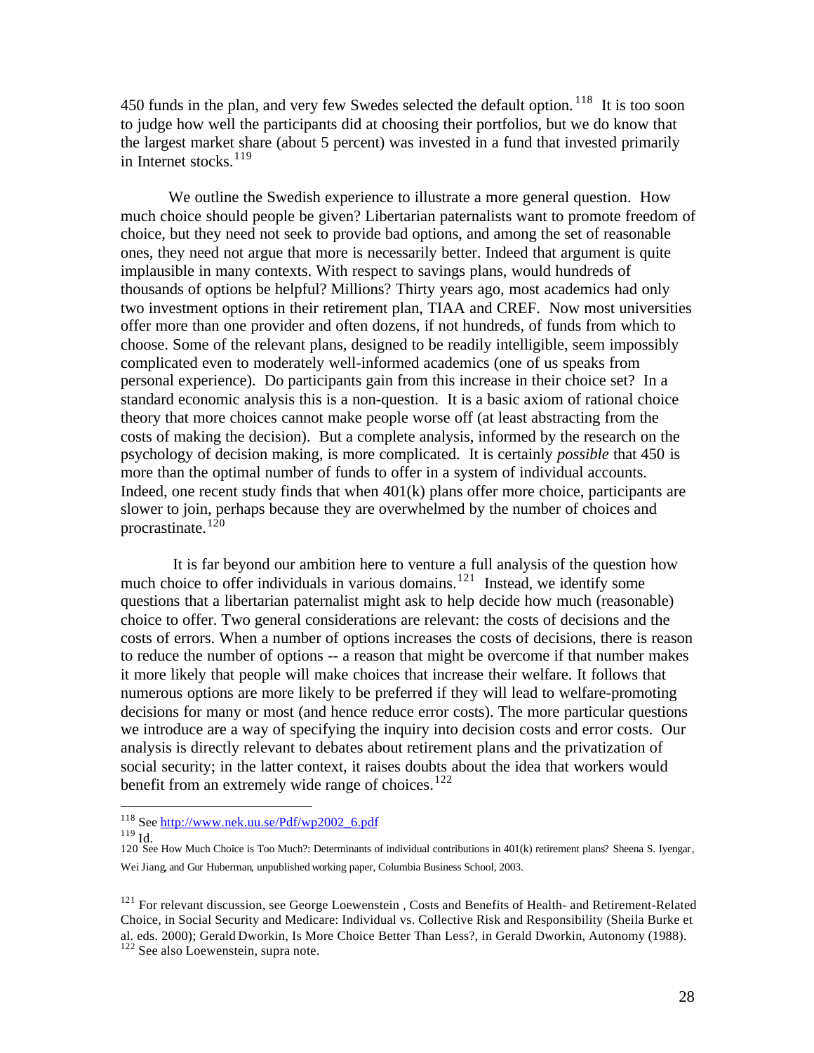450 funds in the plan, and very few Swedes selected the default option.[118] It is too soon to judge how well the participants did at choosing their portfolios, but we do know that the largest market share (about 5 percent) was invested in a fund that invested primarily in Internet stocks.[119]

We outline the Swedish experience to illustrate a more general question. How much choice should people be given? Libertarian paternalists want to promote freedom of choice, but they need not seek to provide bad options, and among the set of reasonable ones, they need not argue that more is necessarily better. Indeed that argument is quite implausible in many contexts. With respect to savings plans, would hundreds of thousands of options be helpful? Millions? Thirty years ago, most academics had only two investment options in their retirement plan, TIAA and CREF. Now most universities offer more than one provider and often dozens, if not hundreds, of funds from which to choose. Some of the relevant plans, designed to be readily intelligible, seem impossibly complicated even to moderately well-informed academics (one of us speaks from personal experience). Do participants gain from this increase in their choice set? In a standard economic analysis this is a non-question. It is a basic axiom of rational choice theory that more choices cannot make people worse off (at least abstracting from the costs of making the decision). But a complete analysis, informed by the research on the psychology of decision making, is more complicated. It is certainly *possible* that 450 is more than the optimal number of funds to offer in a system of individual accounts. Indeed, one recent study finds that when 401(k) plans offer more choice, participants are slower to join, perhaps because they are overwhelmed by the number of choices and procrastinate.[120]

It is far beyond our ambition here to venture a full analysis of the question how much choice to offer individuals in various domains.[121] Instead, we identify some questions that a libertarian paternalist might ask to help decide how much (reasonable) choice to offer. Two general considerations are relevant: the costs of decisions and the costs of errors. When a number of options increases the costs of decisions, there is reason to reduce the number of options -- a reason that might be overcome if that number makes it more likely that people will make choices that increase their welfare. It follows that numerous options are more likely to be preferred if they will lead to welfare-promoting decisions for many or most (and hence reduce error costs). The more particular questions we introduce are a way of specifying the inquiry into decision costs and error costs. Our analysis is directly relevant to debates about retirement plans and the privatization of social security; in the latter context, it raises doubts about the idea that workers would benefit from an extremely wide range of choices.[122]

---

[118] See http://www.nek.uu.se/Pdf/wp2002_6.pdf

[119] Id.

[120] See How Much Choice is Too Much?: Determinants of individual contributions in 401(k) retirement plans? Sheena S. Iyengar, Wei Jiang, and Gur Huberman, unpublished working paper, Columbia Business School, 2003.

[121] For relevant discussion, see George Loewenstein , Costs and Benefits of Health- and Retirement-Related Choice, in Social Security and Medicare: Individual vs. Collective Risk and Responsibility (Sheila Burke et al. eds. 2000); Gerald Dworkin, Is More Choice Better Than Less?, in Gerald Dworkin, Autonomy (1988).

[122] See also Loewenstein, supra note.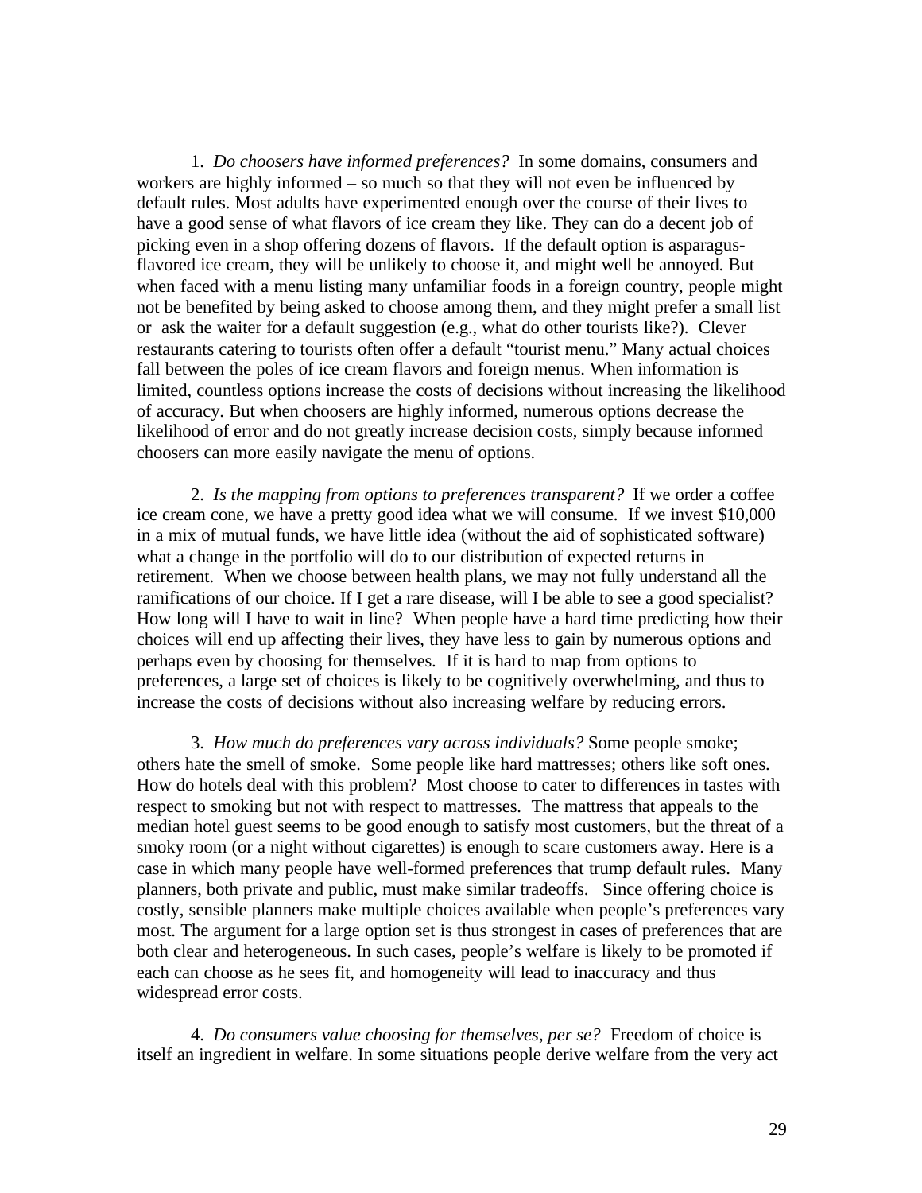1. *Do choosers have informed preferences?* In some domains, consumers and workers are highly informed – so much so that they will not even be influenced by default rules. Most adults have experimented enough over the course of their lives to have a good sense of what flavors of ice cream they like. They can do a decent job of picking even in a shop offering dozens of flavors. If the default option is asparagus-flavored ice cream, they will be unlikely to choose it, and might well be annoyed. But when faced with a menu listing many unfamiliar foods in a foreign country, people might not be benefited by being asked to choose among them, and they might prefer a small list or ask the waiter for a default suggestion (e.g., what do other tourists like?). Clever restaurants catering to tourists often offer a default "tourist menu." Many actual choices fall between the poles of ice cream flavors and foreign menus. When information is limited, countless options increase the costs of decisions without increasing the likelihood of accuracy. But when choosers are highly informed, numerous options decrease the likelihood of error and do not greatly increase decision costs, simply because informed choosers can more easily navigate the menu of options.

2. *Is the mapping from options to preferences transparent?* If we order a coffee ice cream cone, we have a pretty good idea what we will consume. If we invest $10,000 in a mix of mutual funds, we have little idea (without the aid of sophisticated software) what a change in the portfolio will do to our distribution of expected returns in retirement. When we choose between health plans, we may not fully understand all the ramifications of our choice. If I get a rare disease, will I be able to see a good specialist? How long will I have to wait in line? When people have a hard time predicting how their choices will end up affecting their lives, they have less to gain by numerous options and perhaps even by choosing for themselves. If it is hard to map from options to preferences, a large set of choices is likely to be cognitively overwhelming, and thus to increase the costs of decisions without also increasing welfare by reducing errors.

3. *How much do preferences vary across individuals?* Some people smoke; others hate the smell of smoke. Some people like hard mattresses; others like soft ones. How do hotels deal with this problem? Most choose to cater to differences in tastes with respect to smoking but not with respect to mattresses. The mattress that appeals to the median hotel guest seems to be good enough to satisfy most customers, but the threat of a smoky room (or a night without cigarettes) is enough to scare customers away. Here is a case in which many people have well-formed preferences that trump default rules. Many planners, both private and public, must make similar tradeoffs. Since offering choice is costly, sensible planners make multiple choices available when people's preferences vary most. The argument for a large option set is thus strongest in cases of preferences that are both clear and heterogeneous. In such cases, people's welfare is likely to be promoted if each can choose as he sees fit, and homogeneity will lead to inaccuracy and thus widespread error costs.

4. *Do consumers value choosing for themselves, per se?* Freedom of choice is itself an ingredient in welfare. In some situations people derive welfare from the very act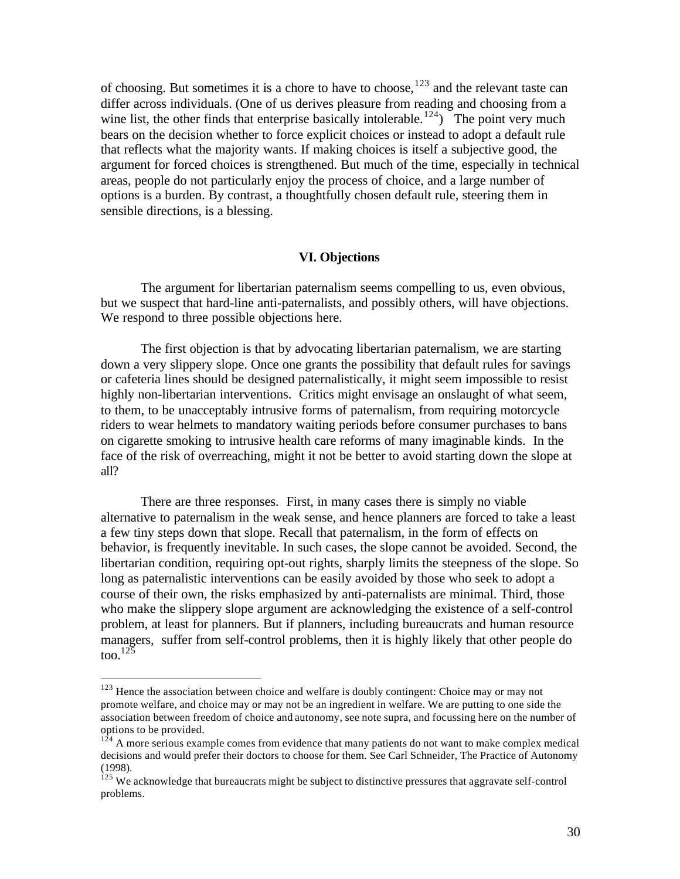of choosing. But sometimes it is a chore to have to choose,[123] and the relevant taste can differ across individuals. (One of us derives pleasure from reading and choosing from a wine list, the other finds that enterprise basically intolerable.[124]) The point very much bears on the decision whether to force explicit choices or instead to adopt a default rule that reflects what the majority wants. If making choices is itself a subjective good, the argument for forced choices is strengthened. But much of the time, especially in technical areas, people do not particularly enjoy the process of choice, and a large number of options is a burden. By contrast, a thoughtfully chosen default rule, steering them in sensible directions, is a blessing.

## VI. Objections

The argument for libertarian paternalism seems compelling to us, even obvious, but we suspect that hard-line anti-paternalists, and possibly others, will have objections. We respond to three possible objections here.

The first objection is that by advocating libertarian paternalism, we are starting down a very slippery slope. Once one grants the possibility that default rules for savings or cafeteria lines should be designed paternalistically, it might seem impossible to resist highly non-libertarian interventions. Critics might envisage an onslaught of what seem, to them, to be unacceptably intrusive forms of paternalism, from requiring motorcycle riders to wear helmets to mandatory waiting periods before consumer purchases to bans on cigarette smoking to intrusive health care reforms of many imaginable kinds. In the face of the risk of overreaching, might it not be better to avoid starting down the slope at all?

There are three responses. First, in many cases there is simply no viable alternative to paternalism in the weak sense, and hence planners are forced to take a least a few tiny steps down that slope. Recall that paternalism, in the form of effects on behavior, is frequently inevitable. In such cases, the slope cannot be avoided. Second, the libertarian condition, requiring opt-out rights, sharply limits the steepness of the slope. So long as paternalistic interventions can be easily avoided by those who seek to adopt a course of their own, the risks emphasized by anti-paternalists are minimal. Third, those who make the slippery slope argument are acknowledging the existence of a self-control problem, at least for planners. But if planners, including bureaucrats and human resource managers, suffer from self-control problems, then it is highly likely that other people do too.[125]

---

[123] Hence the association between choice and welfare is doubly contingent: Choice may or may not promote welfare, and choice may or may not be an ingredient in welfare. We are putting to one side the association between freedom of choice and autonomy, see note supra, and focussing here on the number of options to be provided.

[124] A more serious example comes from evidence that many patients do not want to make complex medical decisions and would prefer their doctors to choose for them. See Carl Schneider, The Practice of Autonomy (1998).

[125] We acknowledge that bureaucrats might be subject to distinctive pressures that aggravate self-control problems.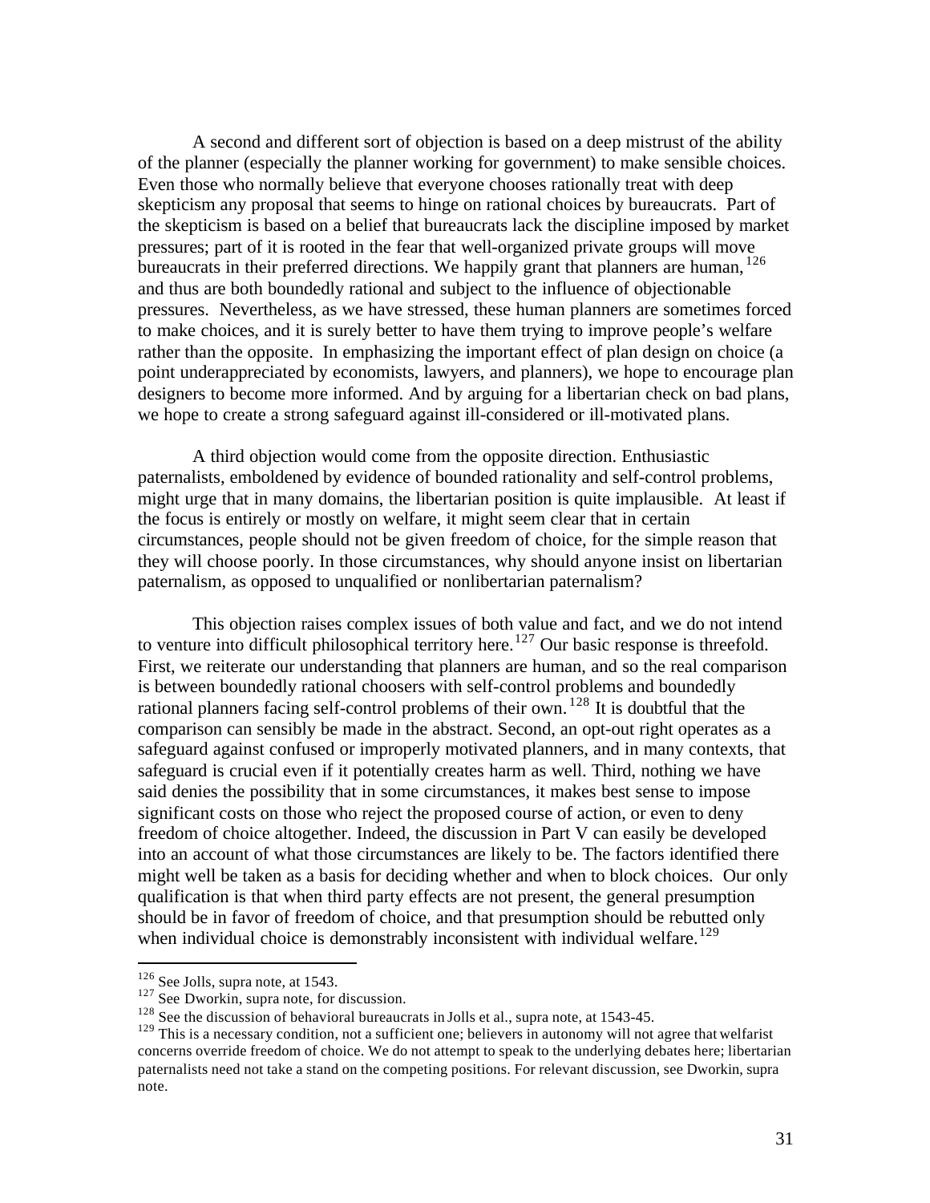A second and different sort of objection is based on a deep mistrust of the ability of the planner (especially the planner working for government) to make sensible choices. Even those who normally believe that everyone chooses rationally treat with deep skepticism any proposal that seems to hinge on rational choices by bureaucrats. Part of the skepticism is based on a belief that bureaucrats lack the discipline imposed by market pressures; part of it is rooted in the fear that well-organized private groups will move bureaucrats in their preferred directions. We happily grant that planners are human,[126] and thus are both boundedly rational and subject to the influence of objectionable pressures. Nevertheless, as we have stressed, these human planners are sometimes forced to make choices, and it is surely better to have them trying to improve people's welfare rather than the opposite. In emphasizing the important effect of plan design on choice (a point underappreciated by economists, lawyers, and planners), we hope to encourage plan designers to become more informed. And by arguing for a libertarian check on bad plans, we hope to create a strong safeguard against ill-considered or ill-motivated plans.

A third objection would come from the opposite direction. Enthusiastic paternalists, emboldened by evidence of bounded rationality and self-control problems, might urge that in many domains, the libertarian position is quite implausible. At least if the focus is entirely or mostly on welfare, it might seem clear that in certain circumstances, people should not be given freedom of choice, for the simple reason that they will choose poorly. In those circumstances, why should anyone insist on libertarian paternalism, as opposed to unqualified or nonlibertarian paternalism?

This objection raises complex issues of both value and fact, and we do not intend to venture into difficult philosophical territory here.[127] Our basic response is threefold. First, we reiterate our understanding that planners are human, and so the real comparison is between boundedly rational choosers with self-control problems and boundedly rational planners facing self-control problems of their own.[128] It is doubtful that the comparison can sensibly be made in the abstract. Second, an opt-out right operates as a safeguard against confused or improperly motivated planners, and in many contexts, that safeguard is crucial even if it potentially creates harm as well. Third, nothing we have said denies the possibility that in some circumstances, it makes best sense to impose significant costs on those who reject the proposed course of action, or even to deny freedom of choice altogether. Indeed, the discussion in Part V can easily be developed into an account of what those circumstances are likely to be. The factors identified there might well be taken as a basis for deciding whether and when to block choices. Our only qualification is that when third party effects are not present, the general presumption should be in favor of freedom of choice, and that presumption should be rebutted only when individual choice is demonstrably inconsistent with individual welfare.[129]

---

[126] See Jolls, supra note, at 1543.

[127] See Dworkin, supra note, for discussion.

[128] See the discussion of behavioral bureaucrats in Jolls et al., supra note, at 1543-45.

[129] This is a necessary condition, not a sufficient one; believers in autonomy will not agree that welfarist concerns override freedom of choice. We do not attempt to speak to the underlying debates here; libertarian paternalists need not take a stand on the competing positions. For relevant discussion, see Dworkin, supra note.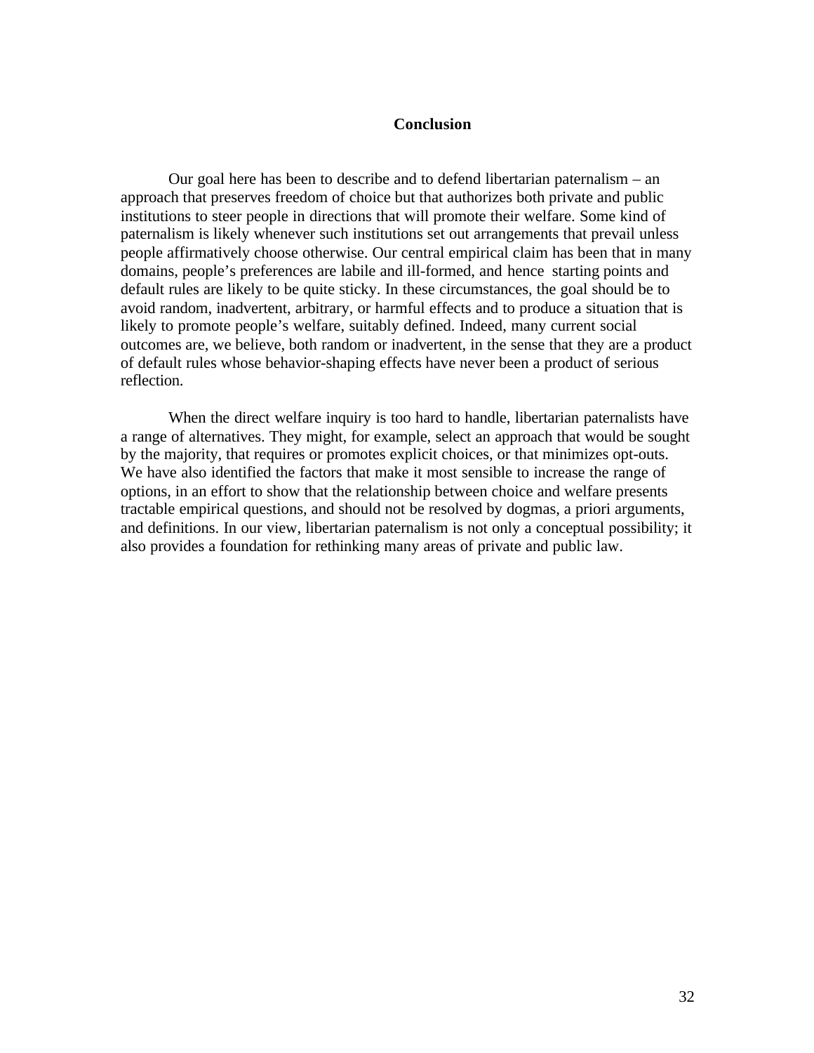## Conclusion

Our goal here has been to describe and to defend libertarian paternalism – an approach that preserves freedom of choice but that authorizes both private and public institutions to steer people in directions that will promote their welfare. Some kind of paternalism is likely whenever such institutions set out arrangements that prevail unless people affirmatively choose otherwise. Our central empirical claim has been that in many domains, people's preferences are labile and ill-formed, and hence starting points and default rules are likely to be quite sticky. In these circumstances, the goal should be to avoid random, inadvertent, arbitrary, or harmful effects and to produce a situation that is likely to promote people's welfare, suitably defined. Indeed, many current social outcomes are, we believe, both random or inadvertent, in the sense that they are a product of default rules whose behavior-shaping effects have never been a product of serious reflection.

When the direct welfare inquiry is too hard to handle, libertarian paternalists have a range of alternatives. They might, for example, select an approach that would be sought by the majority, that requires or promotes explicit choices, or that minimizes opt-outs. We have also identified the factors that make it most sensible to increase the range of options, in an effort to show that the relationship between choice and welfare presents tractable empirical questions, and should not be resolved by dogmas, a priori arguments, and definitions. In our view, libertarian paternalism is not only a conceptual possibility; it also provides a foundation for rethinking many areas of private and public law.